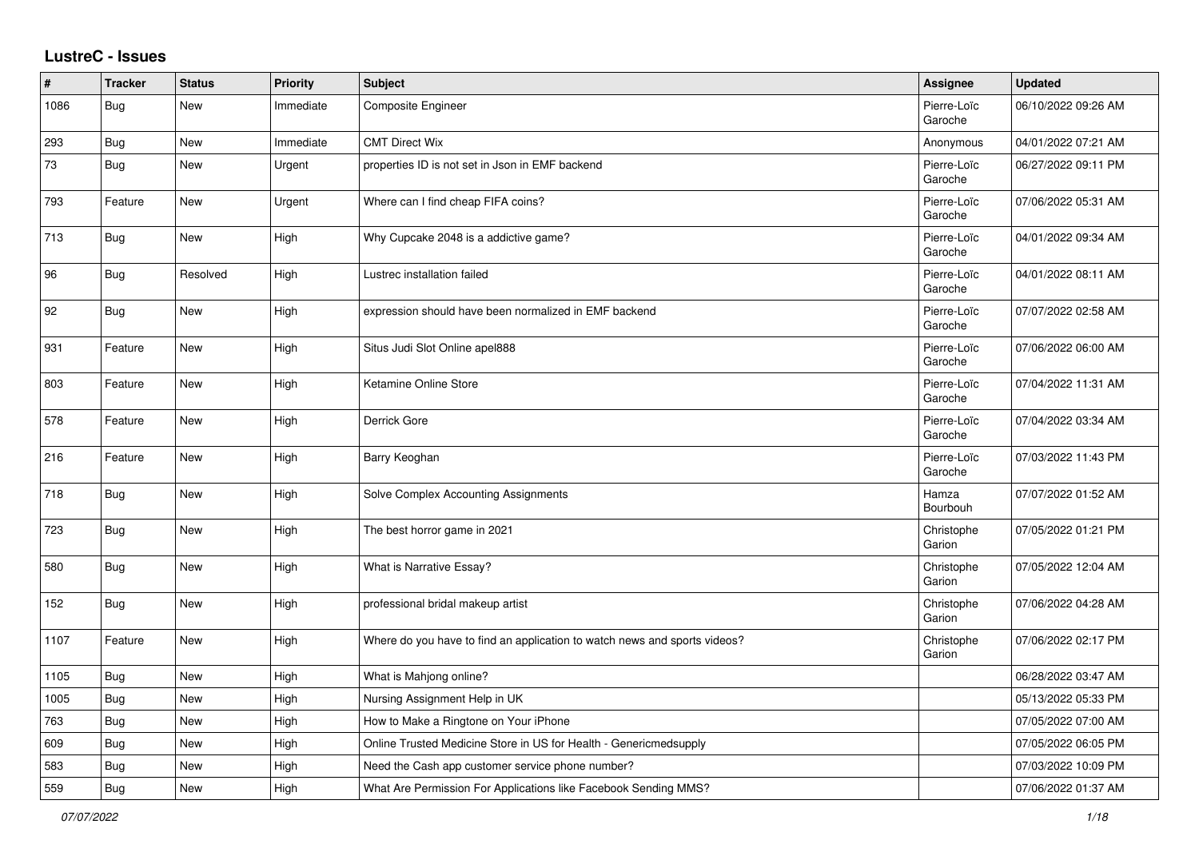# LustreC - Issues

| # | Tracker | Status | Priority | Subject | Assignee | Updated |
|---|---|---|---|---|---|---|
| 1086 | Bug | New | Immediate | Composite Engineer | Pierre-Loïc Garoche | 06/10/2022 09:26 AM |
| 293 | Bug | New | Immediate | CMT Direct Wix | Anonymous | 04/01/2022 07:21 AM |
| 73 | Bug | New | Urgent | properties ID is not set in Json in EMF backend | Pierre-Loïc Garoche | 06/27/2022 09:11 PM |
| 793 | Feature | New | Urgent | Where can I find cheap FIFA coins? | Pierre-Loïc Garoche | 07/06/2022 05:31 AM |
| 713 | Bug | New | High | Why Cupcake 2048 is a addictive game? | Pierre-Loïc Garoche | 04/01/2022 09:34 AM |
| 96 | Bug | Resolved | High | Lustrec installation failed | Pierre-Loïc Garoche | 04/01/2022 08:11 AM |
| 92 | Bug | New | High | expression should have been normalized in EMF backend | Pierre-Loïc Garoche | 07/07/2022 02:58 AM |
| 931 | Feature | New | High | Situs Judi Slot Online apel888 | Pierre-Loïc Garoche | 07/06/2022 06:00 AM |
| 803 | Feature | New | High | Ketamine Online Store | Pierre-Loïc Garoche | 07/04/2022 11:31 AM |
| 578 | Feature | New | High | Derrick Gore | Pierre-Loïc Garoche | 07/04/2022 03:34 AM |
| 216 | Feature | New | High | Barry Keoghan | Pierre-Loïc Garoche | 07/03/2022 11:43 PM |
| 718 | Bug | New | High | Solve Complex Accounting Assignments | Hamza Bourbouh | 07/07/2022 01:52 AM |
| 723 | Bug | New | High | The best horror game in 2021 | Christophe Garion | 07/05/2022 01:21 PM |
| 580 | Bug | New | High | What is Narrative Essay? | Christophe Garion | 07/05/2022 12:04 AM |
| 152 | Bug | New | High | professional bridal makeup artist | Christophe Garion | 07/06/2022 04:28 AM |
| 1107 | Feature | New | High | Where do you have to find an application to watch news and sports videos? | Christophe Garion | 07/06/2022 02:17 PM |
| 1105 | Bug | New | High | What is Mahjong online? | | 06/28/2022 03:47 AM |
| 1005 | Bug | New | High | Nursing Assignment Help in UK | | 05/13/2022 05:33 PM |
| 763 | Bug | New | High | How to Make a Ringtone on Your iPhone | | 07/05/2022 07:00 AM |
| 609 | Bug | New | High | Online Trusted Medicine Store in US for Health - Genericmedsupply | | 07/05/2022 06:05 PM |
| 583 | Bug | New | High | Need the Cash app customer service phone number? | | 07/03/2022 10:09 PM |
| 559 | Bug | New | High | What Are Permission For Applications like Facebook Sending MMS? | | 07/06/2022 01:37 AM |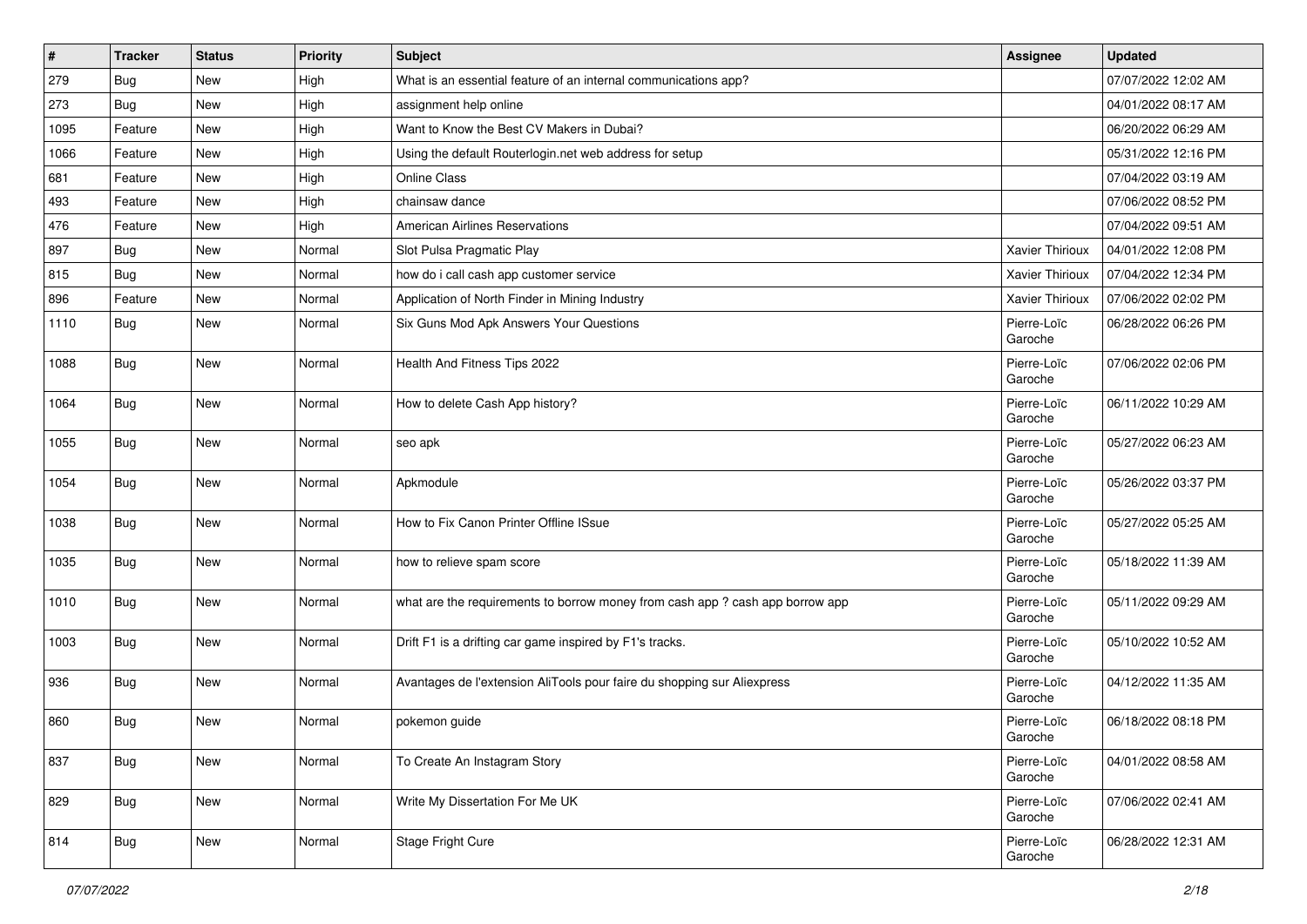| # | Tracker | Status | Priority | Subject | Assignee | Updated |
| --- | --- | --- | --- | --- | --- | --- |
| 279 | Bug | New | High | What is an essential feature of an internal communications app? | | 07/07/2022 12:02 AM |
| 273 | Bug | New | High | assignment help online | | 04/01/2022 08:17 AM |
| 1095 | Feature | New | High | Want to Know the Best CV Makers in Dubai? | | 06/20/2022 06:29 AM |
| 1066 | Feature | New | High | Using the default Routerlogin.net web address for setup | | 05/31/2022 12:16 PM |
| 681 | Feature | New | High | Online Class | | 07/04/2022 03:19 AM |
| 493 | Feature | New | High | chainsaw dance | | 07/06/2022 08:52 PM |
| 476 | Feature | New | High | American Airlines Reservations | | 07/04/2022 09:51 AM |
| 897 | Bug | New | Normal | Slot Pulsa Pragmatic Play | Xavier Thirioux | 04/01/2022 12:08 PM |
| 815 | Bug | New | Normal | how do i call cash app customer service | Xavier Thirioux | 07/04/2022 12:34 PM |
| 896 | Feature | New | Normal | Application of North Finder in Mining Industry | Xavier Thirioux | 07/06/2022 02:02 PM |
| 1110 | Bug | New | Normal | Six Guns Mod Apk Answers Your Questions | Pierre-Loïc Garoche | 06/28/2022 06:26 PM |
| 1088 | Bug | New | Normal | Health And Fitness Tips 2022 | Pierre-Loïc Garoche | 07/06/2022 02:06 PM |
| 1064 | Bug | New | Normal | How to delete Cash App history? | Pierre-Loïc Garoche | 06/11/2022 10:29 AM |
| 1055 | Bug | New | Normal | seo apk | Pierre-Loïc Garoche | 05/27/2022 06:23 AM |
| 1054 | Bug | New | Normal | Apkmodule | Pierre-Loïc Garoche | 05/26/2022 03:37 PM |
| 1038 | Bug | New | Normal | How to Fix Canon Printer Offline ISsue | Pierre-Loïc Garoche | 05/27/2022 05:25 AM |
| 1035 | Bug | New | Normal | how to relieve spam score | Pierre-Loïc Garoche | 05/18/2022 11:39 AM |
| 1010 | Bug | New | Normal | what are the requirements to borrow money from cash app ? cash app borrow app | Pierre-Loïc Garoche | 05/11/2022 09:29 AM |
| 1003 | Bug | New | Normal | Drift F1 is a drifting car game inspired by F1's tracks. | Pierre-Loïc Garoche | 05/10/2022 10:52 AM |
| 936 | Bug | New | Normal | Avantages de l'extension AliTools pour faire du shopping sur Aliexpress | Pierre-Loïc Garoche | 04/12/2022 11:35 AM |
| 860 | Bug | New | Normal | pokemon guide | Pierre-Loïc Garoche | 06/18/2022 08:18 PM |
| 837 | Bug | New | Normal | To Create An Instagram Story | Pierre-Loïc Garoche | 04/01/2022 08:58 AM |
| 829 | Bug | New | Normal | Write My Dissertation For Me UK | Pierre-Loïc Garoche | 07/06/2022 02:41 AM |
| 814 | Bug | New | Normal | Stage Fright Cure | Pierre-Loïc Garoche | 06/28/2022 12:31 AM |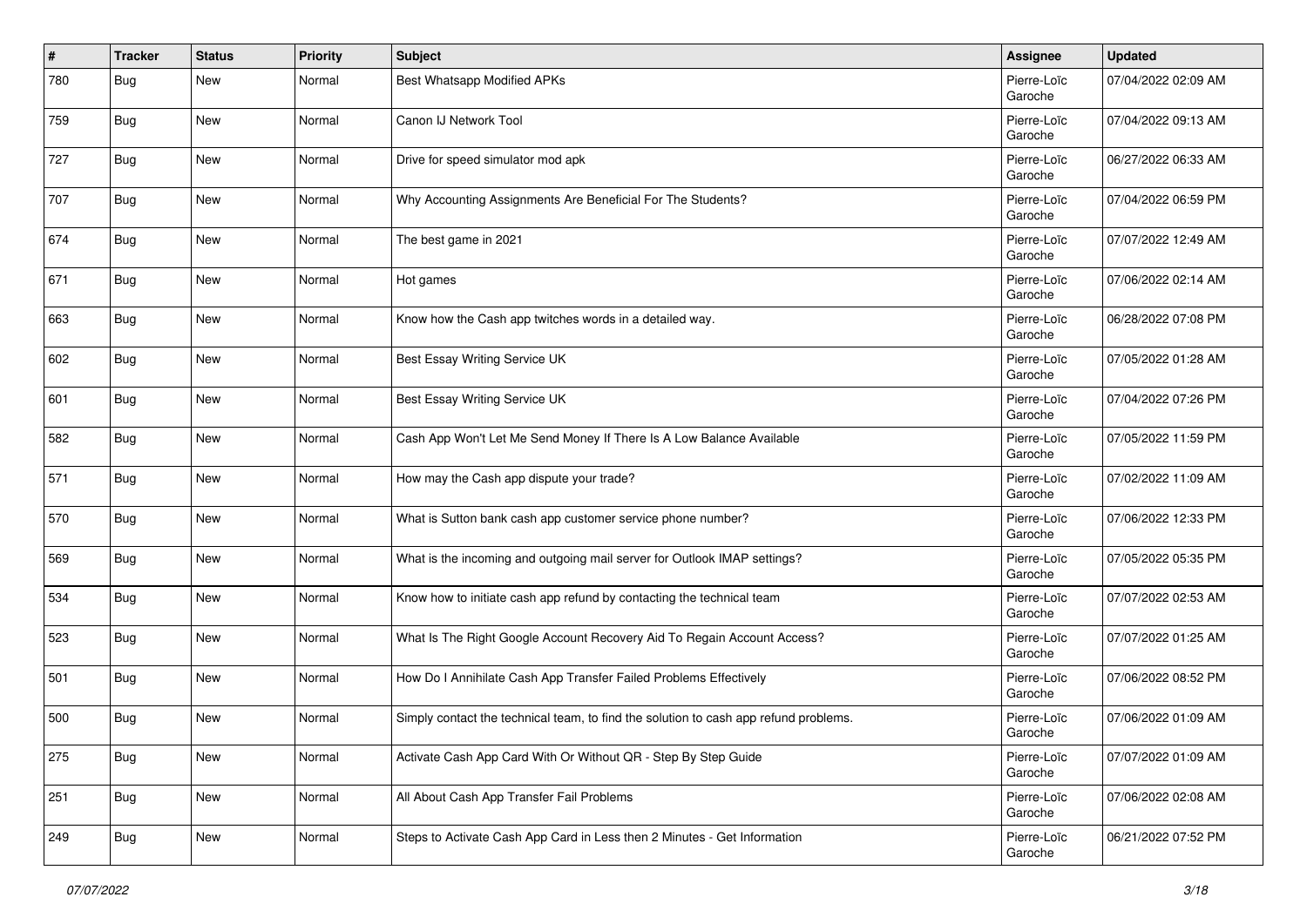| # | Tracker | Status | Priority | Subject | Assignee | Updated |
|---|---|---|---|---|---|---|
| 780 | Bug | New | Normal | Best Whatsapp Modified APKs | Pierre-Loïc Garoche | 07/04/2022 02:09 AM |
| 759 | Bug | New | Normal | Canon IJ Network Tool | Pierre-Loïc Garoche | 07/04/2022 09:13 AM |
| 727 | Bug | New | Normal | Drive for speed simulator mod apk | Pierre-Loïc Garoche | 06/27/2022 06:33 AM |
| 707 | Bug | New | Normal | Why Accounting Assignments Are Beneficial For The Students? | Pierre-Loïc Garoche | 07/04/2022 06:59 PM |
| 674 | Bug | New | Normal | The best game in 2021 | Pierre-Loïc Garoche | 07/07/2022 12:49 AM |
| 671 | Bug | New | Normal | Hot games | Pierre-Loïc Garoche | 07/06/2022 02:14 AM |
| 663 | Bug | New | Normal | Know how the Cash app twitches words in a detailed way. | Pierre-Loïc Garoche | 06/28/2022 07:08 PM |
| 602 | Bug | New | Normal | Best Essay Writing Service UK | Pierre-Loïc Garoche | 07/05/2022 01:28 AM |
| 601 | Bug | New | Normal | Best Essay Writing Service UK | Pierre-Loïc Garoche | 07/04/2022 07:26 PM |
| 582 | Bug | New | Normal | Cash App Won't Let Me Send Money If There Is A Low Balance Available | Pierre-Loïc Garoche | 07/05/2022 11:59 PM |
| 571 | Bug | New | Normal | How may the Cash app dispute your trade? | Pierre-Loïc Garoche | 07/02/2022 11:09 AM |
| 570 | Bug | New | Normal | What is Sutton bank cash app customer service phone number? | Pierre-Loïc Garoche | 07/06/2022 12:33 PM |
| 569 | Bug | New | Normal | What is the incoming and outgoing mail server for Outlook IMAP settings? | Pierre-Loïc Garoche | 07/05/2022 05:35 PM |
| 534 | Bug | New | Normal | Know how to initiate cash app refund by contacting the technical team | Pierre-Loïc Garoche | 07/07/2022 02:53 AM |
| 523 | Bug | New | Normal | What Is The Right Google Account Recovery Aid To Regain Account Access? | Pierre-Loïc Garoche | 07/07/2022 01:25 AM |
| 501 | Bug | New | Normal | How Do I Annihilate Cash App Transfer Failed Problems Effectively | Pierre-Loïc Garoche | 07/06/2022 08:52 PM |
| 500 | Bug | New | Normal | Simply contact the technical team, to find the solution to cash app refund problems. | Pierre-Loïc Garoche | 07/06/2022 01:09 AM |
| 275 | Bug | New | Normal | Activate Cash App Card With Or Without QR - Step By Step Guide | Pierre-Loïc Garoche | 07/07/2022 01:09 AM |
| 251 | Bug | New | Normal | All About Cash App Transfer Fail Problems | Pierre-Loïc Garoche | 07/06/2022 02:08 AM |
| 249 | Bug | New | Normal | Steps to Activate Cash App Card in Less then 2 Minutes - Get Information | Pierre-Loïc Garoche | 06/21/2022 07:52 PM |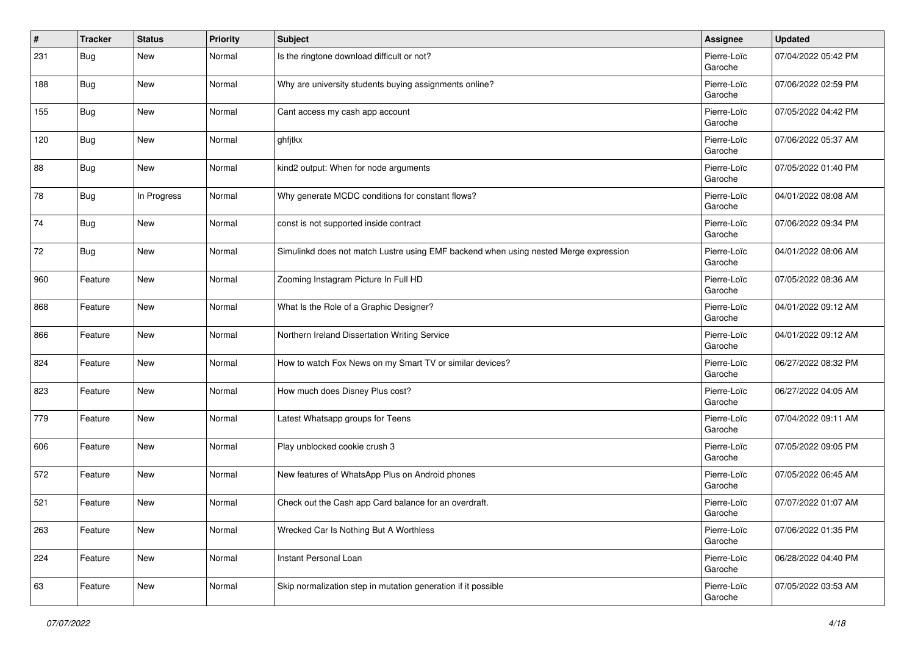| # | Tracker | Status | Priority | Subject | Assignee | Updated |
| --- | --- | --- | --- | --- | --- | --- |
| 231 | Bug | New | Normal | Is the ringtone download difficult or not? | Pierre-Loïc Garoche | 07/04/2022 05:42 PM |
| 188 | Bug | New | Normal | Why are university students buying assignments online? | Pierre-Loïc Garoche | 07/06/2022 02:59 PM |
| 155 | Bug | New | Normal | Cant access my cash app account | Pierre-Loïc Garoche | 07/05/2022 04:42 PM |
| 120 | Bug | New | Normal | ghfjtkx | Pierre-Loïc Garoche | 07/06/2022 05:37 AM |
| 88 | Bug | New | Normal | kind2 output: When for node arguments | Pierre-Loïc Garoche | 07/05/2022 01:40 PM |
| 78 | Bug | In Progress | Normal | Why generate MCDC conditions for constant flows? | Pierre-Loïc Garoche | 04/01/2022 08:08 AM |
| 74 | Bug | New | Normal | const is not supported inside contract | Pierre-Loïc Garoche | 07/06/2022 09:34 PM |
| 72 | Bug | New | Normal | Simulinkd does not match Lustre using EMF backend when using nested Merge expression | Pierre-Loïc Garoche | 04/01/2022 08:06 AM |
| 960 | Feature | New | Normal | Zooming Instagram Picture In Full HD | Pierre-Loïc Garoche | 07/05/2022 08:36 AM |
| 868 | Feature | New | Normal | What Is the Role of a Graphic Designer? | Pierre-Loïc Garoche | 04/01/2022 09:12 AM |
| 866 | Feature | New | Normal | Northern Ireland Dissertation Writing Service | Pierre-Loïc Garoche | 04/01/2022 09:12 AM |
| 824 | Feature | New | Normal | How to watch Fox News on my Smart TV or similar devices? | Pierre-Loïc Garoche | 06/27/2022 08:32 PM |
| 823 | Feature | New | Normal | How much does Disney Plus cost? | Pierre-Loïc Garoche | 06/27/2022 04:05 AM |
| 779 | Feature | New | Normal | Latest Whatsapp groups for Teens | Pierre-Loïc Garoche | 07/04/2022 09:11 AM |
| 606 | Feature | New | Normal | Play unblocked cookie crush 3 | Pierre-Loïc Garoche | 07/05/2022 09:05 PM |
| 572 | Feature | New | Normal | New features of WhatsApp Plus on Android phones | Pierre-Loïc Garoche | 07/05/2022 06:45 AM |
| 521 | Feature | New | Normal | Check out the Cash app Card balance for an overdraft. | Pierre-Loïc Garoche | 07/07/2022 01:07 AM |
| 263 | Feature | New | Normal | Wrecked Car Is Nothing But A Worthless | Pierre-Loïc Garoche | 07/06/2022 01:35 PM |
| 224 | Feature | New | Normal | Instant Personal Loan | Pierre-Loïc Garoche | 06/28/2022 04:40 PM |
| 63 | Feature | New | Normal | Skip normalization step in mutation generation if it possible | Pierre-Loïc Garoche | 07/05/2022 03:53 AM |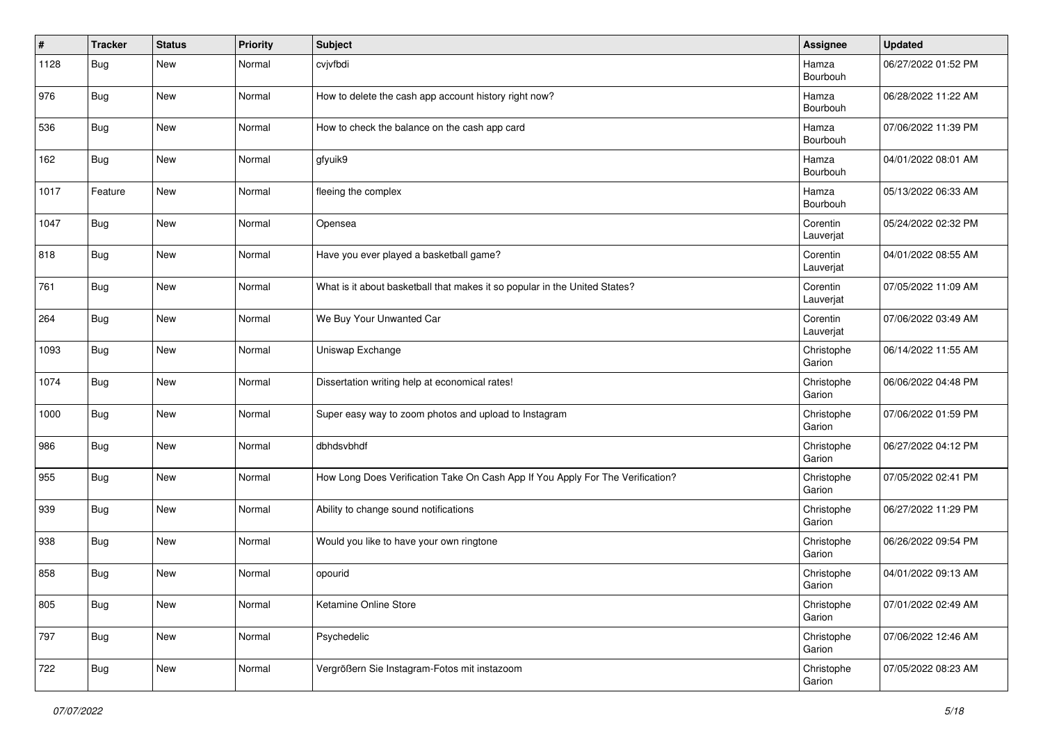| # | Tracker | Status | Priority | Subject | Assignee | Updated |
|---|---|---|---|---|---|---|
| 1128 | Bug | New | Normal | cvjvfbdi | Hamza Bourbouh | 06/27/2022 01:52 PM |
| 976 | Bug | New | Normal | How to delete the cash app account history right now? | Hamza Bourbouh | 06/28/2022 11:22 AM |
| 536 | Bug | New | Normal | How to check the balance on the cash app card | Hamza Bourbouh | 07/06/2022 11:39 PM |
| 162 | Bug | New | Normal | gfyuik9 | Hamza Bourbouh | 04/01/2022 08:01 AM |
| 1017 | Feature | New | Normal | fleeing the complex | Hamza Bourbouh | 05/13/2022 06:33 AM |
| 1047 | Bug | New | Normal | Opensea | Corentin Lauverjat | 05/24/2022 02:32 PM |
| 818 | Bug | New | Normal | Have you ever played a basketball game? | Corentin Lauverjat | 04/01/2022 08:55 AM |
| 761 | Bug | New | Normal | What is it about basketball that makes it so popular in the United States? | Corentin Lauverjat | 07/05/2022 11:09 AM |
| 264 | Bug | New | Normal | We Buy Your Unwanted Car | Corentin Lauverjat | 07/06/2022 03:49 AM |
| 1093 | Bug | New | Normal | Uniswap Exchange | Christophe Garion | 06/14/2022 11:55 AM |
| 1074 | Bug | New | Normal | Dissertation writing help at economical rates! | Christophe Garion | 06/06/2022 04:48 PM |
| 1000 | Bug | New | Normal | Super easy way to zoom photos and upload to Instagram | Christophe Garion | 07/06/2022 01:59 PM |
| 986 | Bug | New | Normal | dbhdsvbhdf | Christophe Garion | 06/27/2022 04:12 PM |
| 955 | Bug | New | Normal | How Long Does Verification Take On Cash App If You Apply For The Verification? | Christophe Garion | 07/05/2022 02:41 PM |
| 939 | Bug | New | Normal | Ability to change sound notifications | Christophe Garion | 06/27/2022 11:29 PM |
| 938 | Bug | New | Normal | Would you like to have your own ringtone | Christophe Garion | 06/26/2022 09:54 PM |
| 858 | Bug | New | Normal | opourid | Christophe Garion | 04/01/2022 09:13 AM |
| 805 | Bug | New | Normal | Ketamine Online Store | Christophe Garion | 07/01/2022 02:49 AM |
| 797 | Bug | New | Normal | Psychedelic | Christophe Garion | 07/06/2022 12:46 AM |
| 722 | Bug | New | Normal | Vergrößern Sie Instagram-Fotos mit instazoom | Christophe Garion | 07/05/2022 08:23 AM |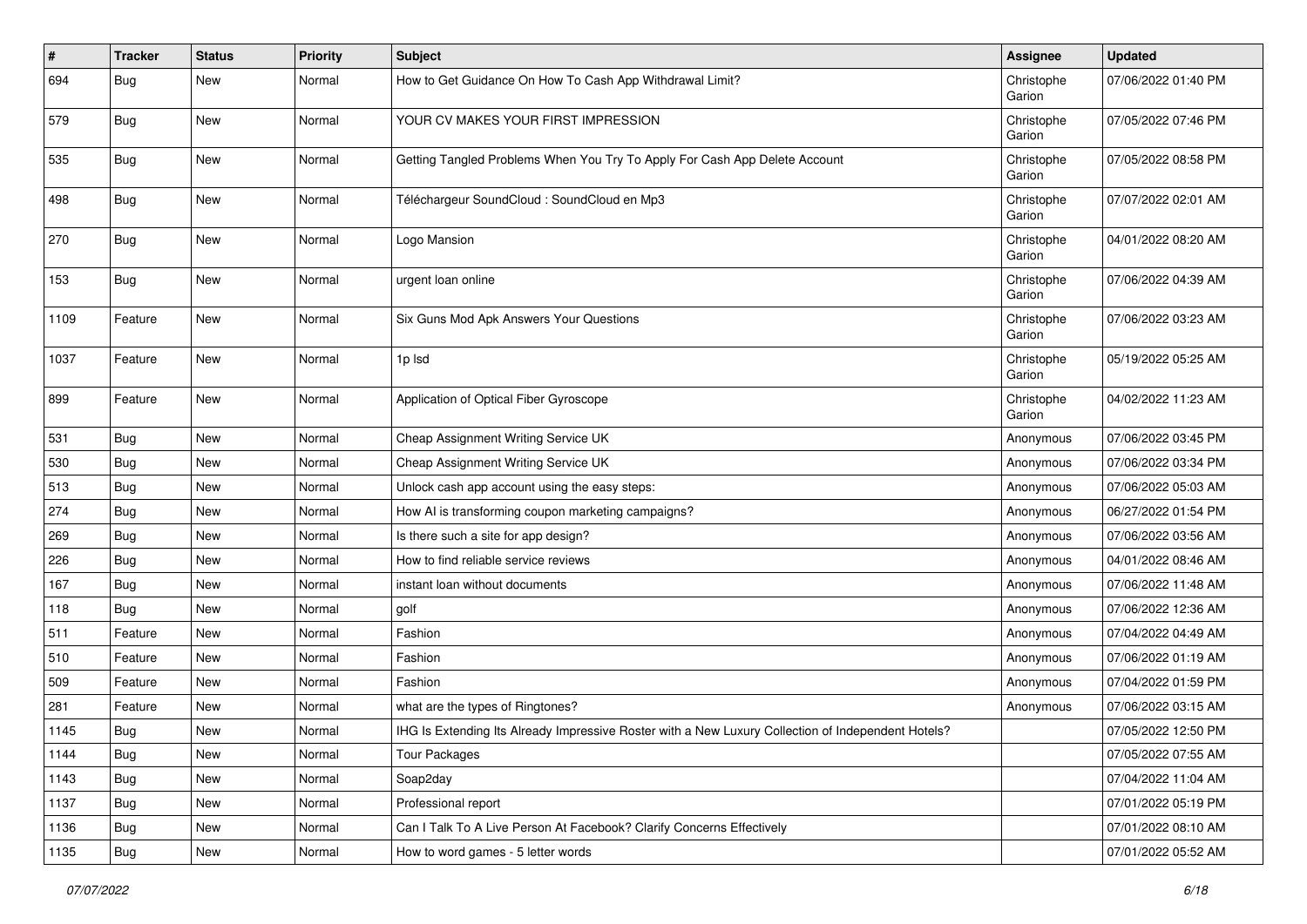| # | Tracker | Status | Priority | Subject | Assignee | Updated |
|---|---|---|---|---|---|---|
| 694 | Bug | New | Normal | How to Get Guidance On How To Cash App Withdrawal Limit? | Christophe Garion | 07/06/2022 01:40 PM |
| 579 | Bug | New | Normal | YOUR CV MAKES YOUR FIRST IMPRESSION | Christophe Garion | 07/05/2022 07:46 PM |
| 535 | Bug | New | Normal | Getting Tangled Problems When You Try To Apply For Cash App Delete Account | Christophe Garion | 07/05/2022 08:58 PM |
| 498 | Bug | New | Normal | Téléchargeur SoundCloud : SoundCloud en Mp3 | Christophe Garion | 07/07/2022 02:01 AM |
| 270 | Bug | New | Normal | Logo Mansion | Christophe Garion | 04/01/2022 08:20 AM |
| 153 | Bug | New | Normal | urgent loan online | Christophe Garion | 07/06/2022 04:39 AM |
| 1109 | Feature | New | Normal | Six Guns Mod Apk Answers Your Questions | Christophe Garion | 07/06/2022 03:23 AM |
| 1037 | Feature | New | Normal | 1p lsd | Christophe Garion | 05/19/2022 05:25 AM |
| 899 | Feature | New | Normal | Application of Optical Fiber Gyroscope | Christophe Garion | 04/02/2022 11:23 AM |
| 531 | Bug | New | Normal | Cheap Assignment Writing Service UK | Anonymous | 07/06/2022 03:45 PM |
| 530 | Bug | New | Normal | Cheap Assignment Writing Service UK | Anonymous | 07/06/2022 03:34 PM |
| 513 | Bug | New | Normal | Unlock cash app account using the easy steps: | Anonymous | 07/06/2022 05:03 AM |
| 274 | Bug | New | Normal | How AI is transforming coupon marketing campaigns? | Anonymous | 06/27/2022 01:54 PM |
| 269 | Bug | New | Normal | Is there such a site for app design? | Anonymous | 07/06/2022 03:56 AM |
| 226 | Bug | New | Normal | How to find reliable service reviews | Anonymous | 04/01/2022 08:46 AM |
| 167 | Bug | New | Normal | instant loan without documents | Anonymous | 07/06/2022 11:48 AM |
| 118 | Bug | New | Normal | golf | Anonymous | 07/06/2022 12:36 AM |
| 511 | Feature | New | Normal | Fashion | Anonymous | 07/04/2022 04:49 AM |
| 510 | Feature | New | Normal | Fashion | Anonymous | 07/06/2022 01:19 AM |
| 509 | Feature | New | Normal | Fashion | Anonymous | 07/04/2022 01:59 PM |
| 281 | Feature | New | Normal | what are the types of Ringtones? | Anonymous | 07/06/2022 03:15 AM |
| 1145 | Bug | New | Normal | IHG Is Extending Its Already Impressive Roster with a New Luxury Collection of Independent Hotels? | | 07/05/2022 12:50 PM |
| 1144 | Bug | New | Normal | Tour Packages | | 07/05/2022 07:55 AM |
| 1143 | Bug | New | Normal | Soap2day | | 07/04/2022 11:04 AM |
| 1137 | Bug | New | Normal | Professional report | | 07/01/2022 05:19 PM |
| 1136 | Bug | New | Normal | Can I Talk To A Live Person At Facebook? Clarify Concerns Effectively | | 07/01/2022 08:10 AM |
| 1135 | Bug | New | Normal | How to word games - 5 letter words | | 07/01/2022 05:52 AM |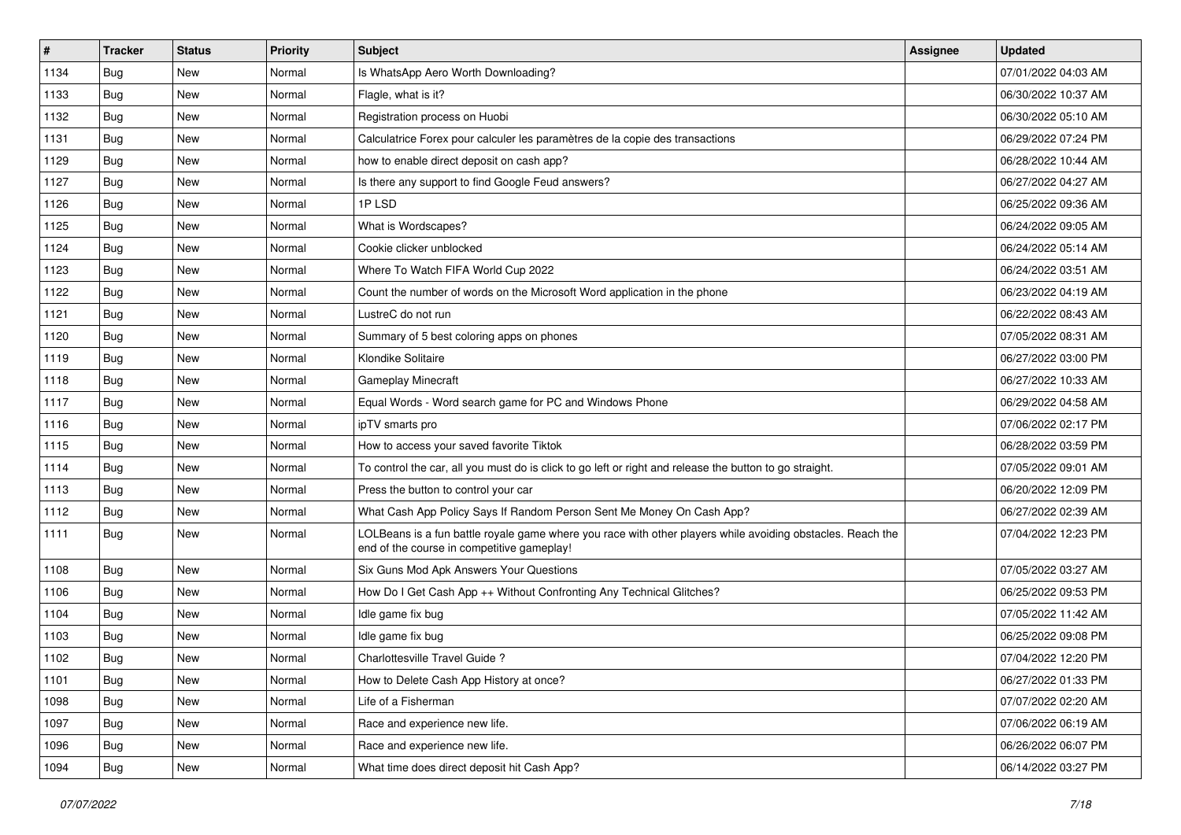| # | Tracker | Status | Priority | Subject | Assignee | Updated |
| --- | --- | --- | --- | --- | --- | --- |
| 1134 | Bug | New | Normal | Is WhatsApp Aero Worth Downloading? | | 07/01/2022 04:03 AM |
| 1133 | Bug | New | Normal | Flagle, what is it? | | 06/30/2022 10:37 AM |
| 1132 | Bug | New | Normal | Registration process on Huobi | | 06/30/2022 05:10 AM |
| 1131 | Bug | New | Normal | Calculatrice Forex pour calculer les paramètres de la copie des transactions | | 06/29/2022 07:24 PM |
| 1129 | Bug | New | Normal | how to enable direct deposit on cash app? | | 06/28/2022 10:44 AM |
| 1127 | Bug | New | Normal | Is there any support to find Google Feud answers? | | 06/27/2022 04:27 AM |
| 1126 | Bug | New | Normal | 1P LSD | | 06/25/2022 09:36 AM |
| 1125 | Bug | New | Normal | What is Wordscapes? | | 06/24/2022 09:05 AM |
| 1124 | Bug | New | Normal | Cookie clicker unblocked | | 06/24/2022 05:14 AM |
| 1123 | Bug | New | Normal | Where To Watch FIFA World Cup 2022 | | 06/24/2022 03:51 AM |
| 1122 | Bug | New | Normal | Count the number of words on the Microsoft Word application in the phone | | 06/23/2022 04:19 AM |
| 1121 | Bug | New | Normal | LustreC do not run | | 06/22/2022 08:43 AM |
| 1120 | Bug | New | Normal | Summary of 5 best coloring apps on phones | | 07/05/2022 08:31 AM |
| 1119 | Bug | New | Normal | Klondike Solitaire | | 06/27/2022 03:00 PM |
| 1118 | Bug | New | Normal | Gameplay Minecraft | | 06/27/2022 10:33 AM |
| 1117 | Bug | New | Normal | Equal Words - Word search game for PC and Windows Phone | | 06/29/2022 04:58 AM |
| 1116 | Bug | New | Normal | ipTV smarts pro | | 07/06/2022 02:17 PM |
| 1115 | Bug | New | Normal | How to access your saved favorite Tiktok | | 06/28/2022 03:59 PM |
| 1114 | Bug | New | Normal | To control the car, all you must do is click to go left or right and release the button to go straight. | | 07/05/2022 09:01 AM |
| 1113 | Bug | New | Normal | Press the button to control your car | | 06/20/2022 12:09 PM |
| 1112 | Bug | New | Normal | What Cash App Policy Says If Random Person Sent Me Money On Cash App? | | 06/27/2022 02:39 AM |
| 1111 | Bug | New | Normal | LOLBeans is a fun battle royale game where you race with other players while avoiding obstacles. Reach the end of the course in competitive gameplay! | | 07/04/2022 12:23 PM |
| 1108 | Bug | New | Normal | Six Guns Mod Apk Answers Your Questions | | 07/05/2022 03:27 AM |
| 1106 | Bug | New | Normal | How Do I Get Cash App ++ Without Confronting Any Technical Glitches? | | 06/25/2022 09:53 PM |
| 1104 | Bug | New | Normal | Idle game fix bug | | 07/05/2022 11:42 AM |
| 1103 | Bug | New | Normal | Idle game fix bug | | 06/25/2022 09:08 PM |
| 1102 | Bug | New | Normal | Charlottesville Travel Guide ? | | 07/04/2022 12:20 PM |
| 1101 | Bug | New | Normal | How to Delete Cash App History at once? | | 06/27/2022 01:33 PM |
| 1098 | Bug | New | Normal | Life of a Fisherman | | 07/07/2022 02:20 AM |
| 1097 | Bug | New | Normal | Race and experience new life. | | 07/06/2022 06:19 AM |
| 1096 | Bug | New | Normal | Race and experience new life. | | 06/26/2022 06:07 PM |
| 1094 | Bug | New | Normal | What time does direct deposit hit Cash App? | | 06/14/2022 03:27 PM |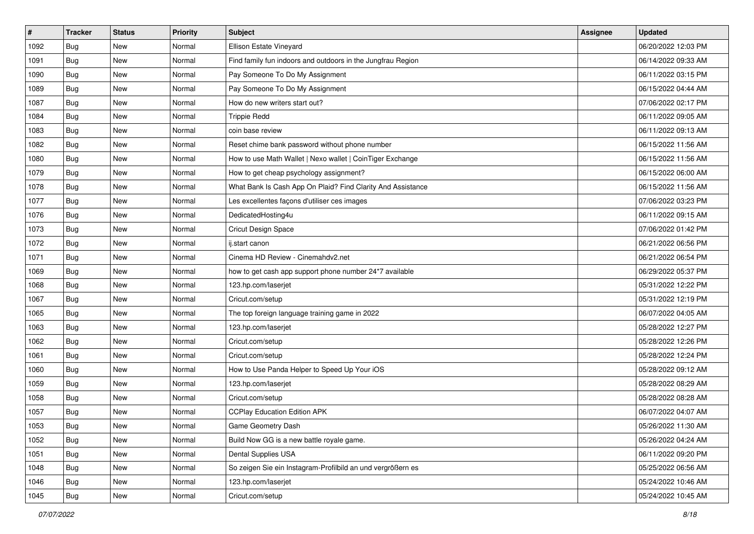| # | Tracker | Status | Priority | Subject | Assignee | Updated |
| --- | --- | --- | --- | --- | --- | --- |
| 1092 | Bug | New | Normal | Ellison Estate Vineyard | | 06/20/2022 12:03 PM |
| 1091 | Bug | New | Normal | Find family fun indoors and outdoors in the Jungfrau Region | | 06/14/2022 09:33 AM |
| 1090 | Bug | New | Normal | Pay Someone To Do My Assignment | | 06/11/2022 03:15 PM |
| 1089 | Bug | New | Normal | Pay Someone To Do My Assignment | | 06/15/2022 04:44 AM |
| 1087 | Bug | New | Normal | How do new writers start out? | | 07/06/2022 02:17 PM |
| 1084 | Bug | New | Normal | Trippie Redd | | 06/11/2022 09:05 AM |
| 1083 | Bug | New | Normal | coin base review | | 06/11/2022 09:13 AM |
| 1082 | Bug | New | Normal | Reset chime bank password without phone number | | 06/15/2022 11:56 AM |
| 1080 | Bug | New | Normal | How to use Math Wallet \| Nexo wallet \| CoinTiger Exchange | | 06/15/2022 11:56 AM |
| 1079 | Bug | New | Normal | How to get cheap psychology assignment? | | 06/15/2022 06:00 AM |
| 1078 | Bug | New | Normal | What Bank Is Cash App On Plaid? Find Clarity And Assistance | | 06/15/2022 11:56 AM |
| 1077 | Bug | New | Normal | Les excellentes façons d'utiliser ces images | | 07/06/2022 03:23 PM |
| 1076 | Bug | New | Normal | DedicatedHosting4u | | 06/11/2022 09:15 AM |
| 1073 | Bug | New | Normal | Cricut Design Space | | 07/06/2022 01:42 PM |
| 1072 | Bug | New | Normal | ij.start canon | | 06/21/2022 06:56 PM |
| 1071 | Bug | New | Normal | Cinema HD Review - Cinemahdv2.net | | 06/21/2022 06:54 PM |
| 1069 | Bug | New | Normal | how to get cash app support phone number 24*7 available | | 06/29/2022 05:37 PM |
| 1068 | Bug | New | Normal | 123.hp.com/laserjet | | 05/31/2022 12:22 PM |
| 1067 | Bug | New | Normal | Cricut.com/setup | | 05/31/2022 12:19 PM |
| 1065 | Bug | New | Normal | The top foreign language training game in 2022 | | 06/07/2022 04:05 AM |
| 1063 | Bug | New | Normal | 123.hp.com/laserjet | | 05/28/2022 12:27 PM |
| 1062 | Bug | New | Normal | Cricut.com/setup | | 05/28/2022 12:26 PM |
| 1061 | Bug | New | Normal | Cricut.com/setup | | 05/28/2022 12:24 PM |
| 1060 | Bug | New | Normal | How to Use Panda Helper to Speed Up Your iOS | | 05/28/2022 09:12 AM |
| 1059 | Bug | New | Normal | 123.hp.com/laserjet | | 05/28/2022 08:29 AM |
| 1058 | Bug | New | Normal | Cricut.com/setup | | 05/28/2022 08:28 AM |
| 1057 | Bug | New | Normal | CCPlay Education Edition APK | | 06/07/2022 04:07 AM |
| 1053 | Bug | New | Normal | Game Geometry Dash | | 05/26/2022 11:30 AM |
| 1052 | Bug | New | Normal | Build Now GG is a new battle royale game. | | 05/26/2022 04:24 AM |
| 1051 | Bug | New | Normal | Dental Supplies USA | | 06/11/2022 09:20 PM |
| 1048 | Bug | New | Normal | So zeigen Sie ein Instagram-Profilbild an und vergrößern es | | 05/25/2022 06:56 AM |
| 1046 | Bug | New | Normal | 123.hp.com/laserjet | | 05/24/2022 10:46 AM |
| 1045 | Bug | New | Normal | Cricut.com/setup | | 05/24/2022 10:45 AM |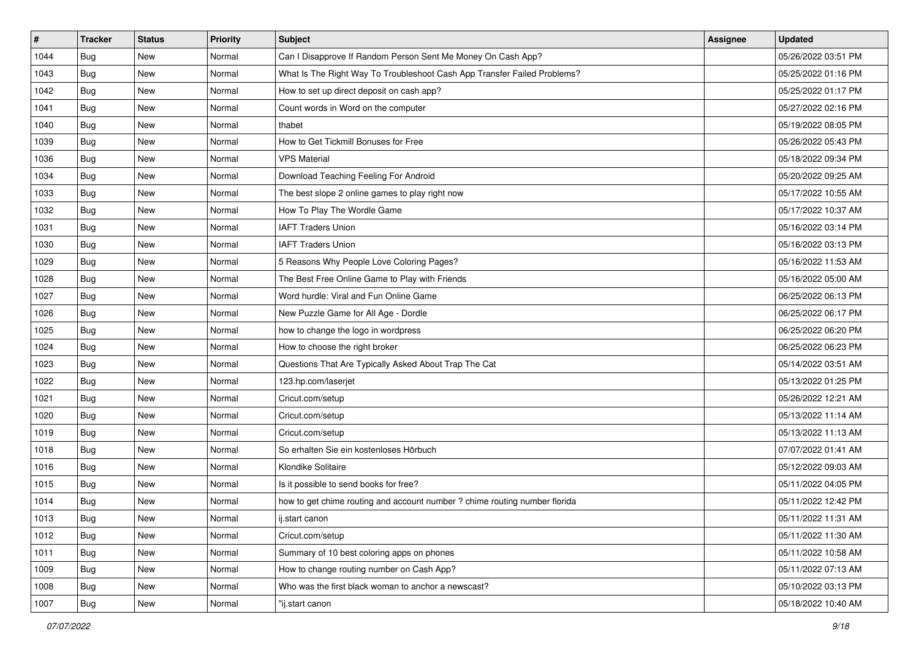| # | Tracker | Status | Priority | Subject | Assignee | Updated |
|---|---|---|---|---|---|---|
| 1044 | Bug | New | Normal | Can I Disapprove If Random Person Sent Me Money On Cash App? | | 05/26/2022 03:51 PM |
| 1043 | Bug | New | Normal | What Is The Right Way To Troubleshoot Cash App Transfer Failed Problems? | | 05/25/2022 01:16 PM |
| 1042 | Bug | New | Normal | How to set up direct deposit on cash app? | | 05/25/2022 01:17 PM |
| 1041 | Bug | New | Normal | Count words in Word on the computer | | 05/27/2022 02:16 PM |
| 1040 | Bug | New | Normal | thabet | | 05/19/2022 08:05 PM |
| 1039 | Bug | New | Normal | How to Get Tickmill Bonuses for Free | | 05/26/2022 05:43 PM |
| 1036 | Bug | New | Normal | VPS Material | | 05/18/2022 09:34 PM |
| 1034 | Bug | New | Normal | Download Teaching Feeling For Android | | 05/20/2022 09:25 AM |
| 1033 | Bug | New | Normal | The best slope 2 online games to play right now | | 05/17/2022 10:55 AM |
| 1032 | Bug | New | Normal | How To Play The Wordle Game | | 05/17/2022 10:37 AM |
| 1031 | Bug | New | Normal | IAFT Traders Union | | 05/16/2022 03:14 PM |
| 1030 | Bug | New | Normal | IAFT Traders Union | | 05/16/2022 03:13 PM |
| 1029 | Bug | New | Normal | 5 Reasons Why People Love Coloring Pages? | | 05/16/2022 11:53 AM |
| 1028 | Bug | New | Normal | The Best Free Online Game to Play with Friends | | 05/16/2022 05:00 AM |
| 1027 | Bug | New | Normal | Word hurdle: Viral and Fun Online Game | | 06/25/2022 06:13 PM |
| 1026 | Bug | New | Normal | New Puzzle Game for All Age - Dordle | | 06/25/2022 06:17 PM |
| 1025 | Bug | New | Normal | how to change the logo in wordpress | | 06/25/2022 06:20 PM |
| 1024 | Bug | New | Normal | How to choose the right broker | | 06/25/2022 06:23 PM |
| 1023 | Bug | New | Normal | Questions That Are Typically Asked About Trap The Cat | | 05/14/2022 03:51 AM |
| 1022 | Bug | New | Normal | 123.hp.com/laserjet | | 05/13/2022 01:25 PM |
| 1021 | Bug | New | Normal | Cricut.com/setup | | 05/26/2022 12:21 AM |
| 1020 | Bug | New | Normal | Cricut.com/setup | | 05/13/2022 11:14 AM |
| 1019 | Bug | New | Normal | Cricut.com/setup | | 05/13/2022 11:13 AM |
| 1018 | Bug | New | Normal | So erhalten Sie ein kostenloses Hörbuch | | 07/07/2022 01:41 AM |
| 1016 | Bug | New | Normal | Klondike Solitaire | | 05/12/2022 09:03 AM |
| 1015 | Bug | New | Normal | Is it possible to send books for free? | | 05/11/2022 04:05 PM |
| 1014 | Bug | New | Normal | how to get chime routing and account number ? chime routing number florida | | 05/11/2022 12:42 PM |
| 1013 | Bug | New | Normal | ij.start canon | | 05/11/2022 11:31 AM |
| 1012 | Bug | New | Normal | Cricut.com/setup | | 05/11/2022 11:30 AM |
| 1011 | Bug | New | Normal | Summary of 10 best coloring apps on phones | | 05/11/2022 10:58 AM |
| 1009 | Bug | New | Normal | How to change routing number on Cash App? | | 05/11/2022 07:13 AM |
| 1008 | Bug | New | Normal | Who was the first black woman to anchor a newscast? | | 05/10/2022 03:13 PM |
| 1007 | Bug | New | Normal | "ij.start canon | | 05/18/2022 10:40 AM |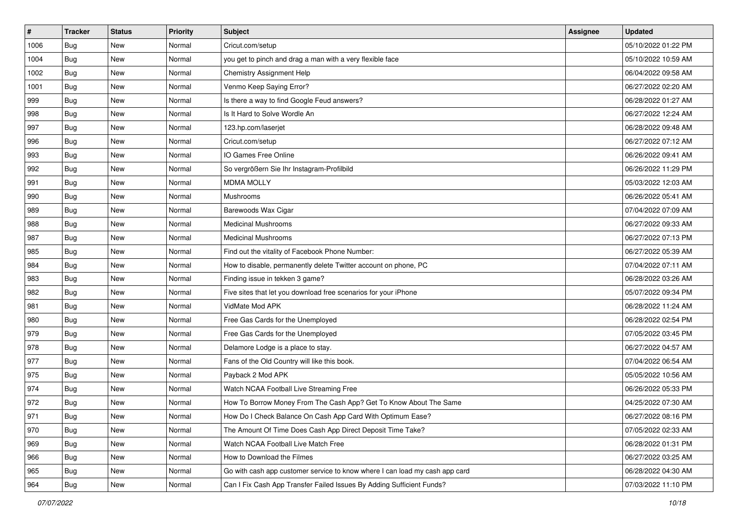| # | Tracker | Status | Priority | Subject | Assignee | Updated |
|---|---|---|---|---|---|---|
| 1006 | Bug | New | Normal | Cricut.com/setup | | 05/10/2022 01:22 PM |
| 1004 | Bug | New | Normal | you get to pinch and drag a man with a very flexible face | | 05/10/2022 10:59 AM |
| 1002 | Bug | New | Normal | Chemistry Assignment Help | | 06/04/2022 09:58 AM |
| 1001 | Bug | New | Normal | Venmo Keep Saying Error? | | 06/27/2022 02:20 AM |
| 999 | Bug | New | Normal | Is there a way to find Google Feud answers? | | 06/28/2022 01:27 AM |
| 998 | Bug | New | Normal | Is It Hard to Solve Wordle An | | 06/27/2022 12:24 AM |
| 997 | Bug | New | Normal | 123.hp.com/laserjet | | 06/28/2022 09:48 AM |
| 996 | Bug | New | Normal | Cricut.com/setup | | 06/27/2022 07:12 AM |
| 993 | Bug | New | Normal | IO Games Free Online | | 06/26/2022 09:41 AM |
| 992 | Bug | New | Normal | So vergrößern Sie Ihr Instagram-Profilbild | | 06/26/2022 11:29 PM |
| 991 | Bug | New | Normal | MDMA MOLLY | | 05/03/2022 12:03 AM |
| 990 | Bug | New | Normal | Mushrooms | | 06/26/2022 05:41 AM |
| 989 | Bug | New | Normal | Barewoods Wax Cigar | | 07/04/2022 07:09 AM |
| 988 | Bug | New | Normal | Medicinal Mushrooms | | 06/27/2022 09:33 AM |
| 987 | Bug | New | Normal | Medicinal Mushrooms | | 06/27/2022 07:13 PM |
| 985 | Bug | New | Normal | Find out the vitality of Facebook Phone Number: | | 06/27/2022 05:39 AM |
| 984 | Bug | New | Normal | How to disable, permanently delete Twitter account on phone, PC | | 07/04/2022 07:11 AM |
| 983 | Bug | New | Normal | Finding issue in tekken 3 game? | | 06/28/2022 03:26 AM |
| 982 | Bug | New | Normal | Five sites that let you download free scenarios for your iPhone | | 05/07/2022 09:34 PM |
| 981 | Bug | New | Normal | VidMate Mod APK | | 06/28/2022 11:24 AM |
| 980 | Bug | New | Normal | Free Gas Cards for the Unemployed | | 06/28/2022 02:54 PM |
| 979 | Bug | New | Normal | Free Gas Cards for the Unemployed | | 07/05/2022 03:45 PM |
| 978 | Bug | New | Normal | Delamore Lodge is a place to stay. | | 06/27/2022 04:57 AM |
| 977 | Bug | New | Normal | Fans of the Old Country will like this book. | | 07/04/2022 06:54 AM |
| 975 | Bug | New | Normal | Payback 2 Mod APK | | 05/05/2022 10:56 AM |
| 974 | Bug | New | Normal | Watch NCAA Football Live Streaming Free | | 06/26/2022 05:33 PM |
| 972 | Bug | New | Normal | How To Borrow Money From The Cash App? Get To Know About The Same | | 04/25/2022 07:30 AM |
| 971 | Bug | New | Normal | How Do I Check Balance On Cash App Card With Optimum Ease? | | 06/27/2022 08:16 PM |
| 970 | Bug | New | Normal | The Amount Of Time Does Cash App Direct Deposit Time Take? | | 07/05/2022 02:33 AM |
| 969 | Bug | New | Normal | Watch NCAA Football Live Match Free | | 06/28/2022 01:31 PM |
| 966 | Bug | New | Normal | How to Download the Filmes | | 06/27/2022 03:25 AM |
| 965 | Bug | New | Normal | Go with cash app customer service to know where I can load my cash app card | | 06/28/2022 04:30 AM |
| 964 | Bug | New | Normal | Can I Fix Cash App Transfer Failed Issues By Adding Sufficient Funds? | | 07/03/2022 11:10 PM |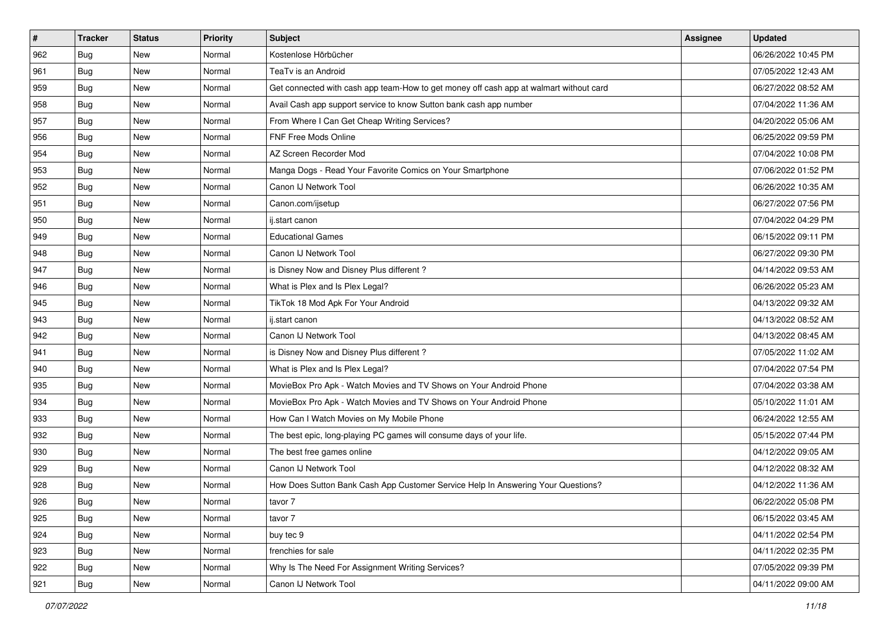| # | Tracker | Status | Priority | Subject | Assignee | Updated |
| --- | --- | --- | --- | --- | --- | --- |
| 962 | Bug | New | Normal | Kostenlose Hörbücher | | 06/26/2022 10:45 PM |
| 961 | Bug | New | Normal | TeaTv is an Android | | 07/05/2022 12:43 AM |
| 959 | Bug | New | Normal | Get connected with cash app team-How to get money off cash app at walmart without card | | 06/27/2022 08:52 AM |
| 958 | Bug | New | Normal | Avail Cash app support service to know Sutton bank cash app number | | 07/04/2022 11:36 AM |
| 957 | Bug | New | Normal | From Where I Can Get Cheap Writing Services? | | 04/20/2022 05:06 AM |
| 956 | Bug | New | Normal | FNF Free Mods Online | | 06/25/2022 09:59 PM |
| 954 | Bug | New | Normal | AZ Screen Recorder Mod | | 07/04/2022 10:08 PM |
| 953 | Bug | New | Normal | Manga Dogs - Read Your Favorite Comics on Your Smartphone | | 07/06/2022 01:52 PM |
| 952 | Bug | New | Normal | Canon IJ Network Tool | | 06/26/2022 10:35 AM |
| 951 | Bug | New | Normal | Canon.com/ijsetup | | 06/27/2022 07:56 PM |
| 950 | Bug | New | Normal | ij.start canon | | 07/04/2022 04:29 PM |
| 949 | Bug | New | Normal | Educational Games | | 06/15/2022 09:11 PM |
| 948 | Bug | New | Normal | Canon IJ Network Tool | | 06/27/2022 09:30 PM |
| 947 | Bug | New | Normal | is Disney Now and Disney Plus different ? | | 04/14/2022 09:53 AM |
| 946 | Bug | New | Normal | What is Plex and Is Plex Legal? | | 06/26/2022 05:23 AM |
| 945 | Bug | New | Normal | TikTok 18 Mod Apk For Your Android | | 04/13/2022 09:32 AM |
| 943 | Bug | New | Normal | ij.start canon | | 04/13/2022 08:52 AM |
| 942 | Bug | New | Normal | Canon IJ Network Tool | | 04/13/2022 08:45 AM |
| 941 | Bug | New | Normal | is Disney Now and Disney Plus different ? | | 07/05/2022 11:02 AM |
| 940 | Bug | New | Normal | What is Plex and Is Plex Legal? | | 07/04/2022 07:54 PM |
| 935 | Bug | New | Normal | MovieBox Pro Apk - Watch Movies and TV Shows on Your Android Phone | | 07/04/2022 03:38 AM |
| 934 | Bug | New | Normal | MovieBox Pro Apk - Watch Movies and TV Shows on Your Android Phone | | 05/10/2022 11:01 AM |
| 933 | Bug | New | Normal | How Can I Watch Movies on My Mobile Phone | | 06/24/2022 12:55 AM |
| 932 | Bug | New | Normal | The best epic, long-playing PC games will consume days of your life. | | 05/15/2022 07:44 PM |
| 930 | Bug | New | Normal | The best free games online | | 04/12/2022 09:05 AM |
| 929 | Bug | New | Normal | Canon IJ Network Tool | | 04/12/2022 08:32 AM |
| 928 | Bug | New | Normal | How Does Sutton Bank Cash App Customer Service Help In Answering Your Questions? | | 04/12/2022 11:36 AM |
| 926 | Bug | New | Normal | tavor 7 | | 06/22/2022 05:08 PM |
| 925 | Bug | New | Normal | tavor 7 | | 06/15/2022 03:45 AM |
| 924 | Bug | New | Normal | buy tec 9 | | 04/11/2022 02:54 PM |
| 923 | Bug | New | Normal | frenchies for sale | | 04/11/2022 02:35 PM |
| 922 | Bug | New | Normal | Why Is The Need For Assignment Writing Services? | | 07/05/2022 09:39 PM |
| 921 | Bug | New | Normal | Canon IJ Network Tool | | 04/11/2022 09:00 AM |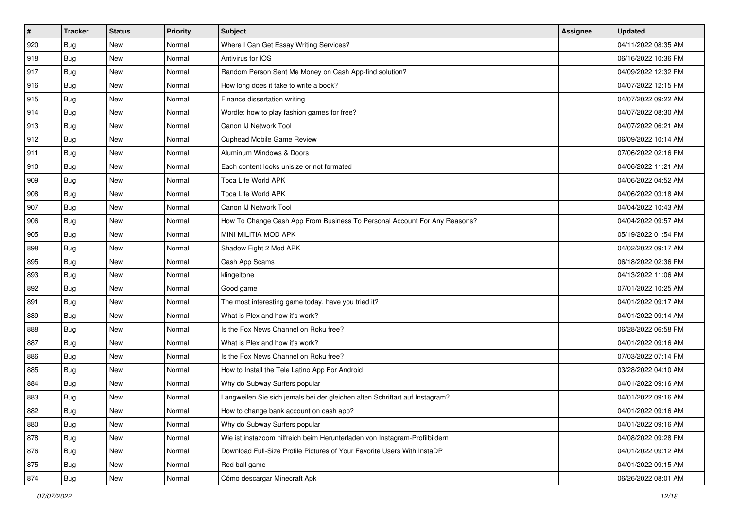| # | Tracker | Status | Priority | Subject | Assignee | Updated |
|---|---|---|---|---|---|---|
| 920 | Bug | New | Normal | Where I Can Get Essay Writing Services? | | 04/11/2022 08:35 AM |
| 918 | Bug | New | Normal | Antivirus for IOS | | 06/16/2022 10:36 PM |
| 917 | Bug | New | Normal | Random Person Sent Me Money on Cash App-find solution? | | 04/09/2022 12:32 PM |
| 916 | Bug | New | Normal | How long does it take to write a book? | | 04/07/2022 12:15 PM |
| 915 | Bug | New | Normal | Finance dissertation writing | | 04/07/2022 09:22 AM |
| 914 | Bug | New | Normal | Wordle: how to play fashion games for free? | | 04/07/2022 08:30 AM |
| 913 | Bug | New | Normal | Canon IJ Network Tool | | 04/07/2022 06:21 AM |
| 912 | Bug | New | Normal | Cuphead Mobile Game Review | | 06/09/2022 10:14 AM |
| 911 | Bug | New | Normal | Aluminum Windows & Doors | | 07/06/2022 02:16 PM |
| 910 | Bug | New | Normal | Each content looks unisize or not formated | | 04/06/2022 11:21 AM |
| 909 | Bug | New | Normal | Toca Life World APK | | 04/06/2022 04:52 AM |
| 908 | Bug | New | Normal | Toca Life World APK | | 04/06/2022 03:18 AM |
| 907 | Bug | New | Normal | Canon IJ Network Tool | | 04/04/2022 10:43 AM |
| 906 | Bug | New | Normal | How To Change Cash App From Business To Personal Account For Any Reasons? | | 04/04/2022 09:57 AM |
| 905 | Bug | New | Normal | MINI MILITIA MOD APK | | 05/19/2022 01:54 PM |
| 898 | Bug | New | Normal | Shadow Fight 2 Mod APK | | 04/02/2022 09:17 AM |
| 895 | Bug | New | Normal | Cash App Scams | | 06/18/2022 02:36 PM |
| 893 | Bug | New | Normal | klingeltone | | 04/13/2022 11:06 AM |
| 892 | Bug | New | Normal | Good game | | 07/01/2022 10:25 AM |
| 891 | Bug | New | Normal | The most interesting game today, have you tried it? | | 04/01/2022 09:17 AM |
| 889 | Bug | New | Normal | What is Plex and how it's work? | | 04/01/2022 09:14 AM |
| 888 | Bug | New | Normal | Is the Fox News Channel on Roku free? | | 06/28/2022 06:58 PM |
| 887 | Bug | New | Normal | What is Plex and how it's work? | | 04/01/2022 09:16 AM |
| 886 | Bug | New | Normal | Is the Fox News Channel on Roku free? | | 07/03/2022 07:14 PM |
| 885 | Bug | New | Normal | How to Install the Tele Latino App For Android | | 03/28/2022 04:10 AM |
| 884 | Bug | New | Normal | Why do Subway Surfers popular | | 04/01/2022 09:16 AM |
| 883 | Bug | New | Normal | Langweilen Sie sich jemals bei der gleichen alten Schriftart auf Instagram? | | 04/01/2022 09:16 AM |
| 882 | Bug | New | Normal | How to change bank account on cash app? | | 04/01/2022 09:16 AM |
| 880 | Bug | New | Normal | Why do Subway Surfers popular | | 04/01/2022 09:16 AM |
| 878 | Bug | New | Normal | Wie ist instazoom hilfreich beim Herunterladen von Instagram-Profilbildern | | 04/08/2022 09:28 PM |
| 876 | Bug | New | Normal | Download Full-Size Profile Pictures of Your Favorite Users With InstaDP | | 04/01/2022 09:12 AM |
| 875 | Bug | New | Normal | Red ball game | | 04/01/2022 09:15 AM |
| 874 | Bug | New | Normal | Cómo descargar Minecraft Apk | | 06/26/2022 08:01 AM |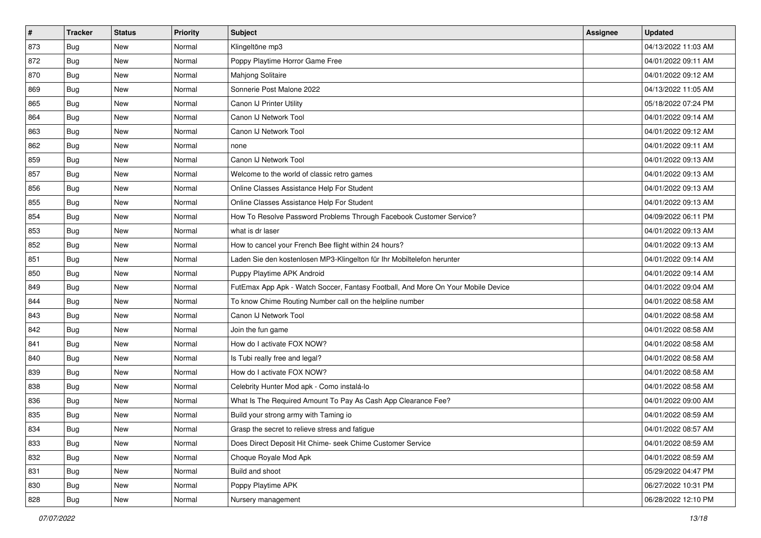| # | Tracker | Status | Priority | Subject | Assignee | Updated |
| --- | --- | --- | --- | --- | --- | --- |
| 873 | Bug | New | Normal | Klingeltöne mp3 | | 04/13/2022 11:03 AM |
| 872 | Bug | New | Normal | Poppy Playtime Horror Game Free | | 04/01/2022 09:11 AM |
| 870 | Bug | New | Normal | Mahjong Solitaire | | 04/01/2022 09:12 AM |
| 869 | Bug | New | Normal | Sonnerie Post Malone 2022 | | 04/13/2022 11:05 AM |
| 865 | Bug | New | Normal | Canon IJ Printer Utility | | 05/18/2022 07:24 PM |
| 864 | Bug | New | Normal | Canon IJ Network Tool | | 04/01/2022 09:14 AM |
| 863 | Bug | New | Normal | Canon IJ Network Tool | | 04/01/2022 09:12 AM |
| 862 | Bug | New | Normal | none | | 04/01/2022 09:11 AM |
| 859 | Bug | New | Normal | Canon IJ Network Tool | | 04/01/2022 09:13 AM |
| 857 | Bug | New | Normal | Welcome to the world of classic retro games | | 04/01/2022 09:13 AM |
| 856 | Bug | New | Normal | Online Classes Assistance Help For Student | | 04/01/2022 09:13 AM |
| 855 | Bug | New | Normal | Online Classes Assistance Help For Student | | 04/01/2022 09:13 AM |
| 854 | Bug | New | Normal | How To Resolve Password Problems Through Facebook Customer Service? | | 04/09/2022 06:11 PM |
| 853 | Bug | New | Normal | what is dr laser | | 04/01/2022 09:13 AM |
| 852 | Bug | New | Normal | How to cancel your French Bee flight within 24 hours? | | 04/01/2022 09:13 AM |
| 851 | Bug | New | Normal | Laden Sie den kostenlosen MP3-Klingelton für Ihr Mobiltelefon herunter | | 04/01/2022 09:14 AM |
| 850 | Bug | New | Normal | Puppy Playtime APK Android | | 04/01/2022 09:14 AM |
| 849 | Bug | New | Normal | FutEmax App Apk - Watch Soccer, Fantasy Football, And More On Your Mobile Device | | 04/01/2022 09:04 AM |
| 844 | Bug | New | Normal | To know Chime Routing Number call on the helpline number | | 04/01/2022 08:58 AM |
| 843 | Bug | New | Normal | Canon IJ Network Tool | | 04/01/2022 08:58 AM |
| 842 | Bug | New | Normal | Join the fun game | | 04/01/2022 08:58 AM |
| 841 | Bug | New | Normal | How do I activate FOX NOW? | | 04/01/2022 08:58 AM |
| 840 | Bug | New | Normal | Is Tubi really free and legal? | | 04/01/2022 08:58 AM |
| 839 | Bug | New | Normal | How do I activate FOX NOW? | | 04/01/2022 08:58 AM |
| 838 | Bug | New | Normal | Celebrity Hunter Mod apk - Como instalá-lo | | 04/01/2022 08:58 AM |
| 836 | Bug | New | Normal | What Is The Required Amount To Pay As Cash App Clearance Fee? | | 04/01/2022 09:00 AM |
| 835 | Bug | New | Normal | Build your strong army with Taming io | | 04/01/2022 08:59 AM |
| 834 | Bug | New | Normal | Grasp the secret to relieve stress and fatigue | | 04/01/2022 08:57 AM |
| 833 | Bug | New | Normal | Does Direct Deposit Hit Chime- seek Chime Customer Service | | 04/01/2022 08:59 AM |
| 832 | Bug | New | Normal | Choque Royale Mod Apk | | 04/01/2022 08:59 AM |
| 831 | Bug | New | Normal | Build and shoot | | 05/29/2022 04:47 PM |
| 830 | Bug | New | Normal | Poppy Playtime APK | | 06/27/2022 10:31 PM |
| 828 | Bug | New | Normal | Nursery management | | 06/28/2022 12:10 PM |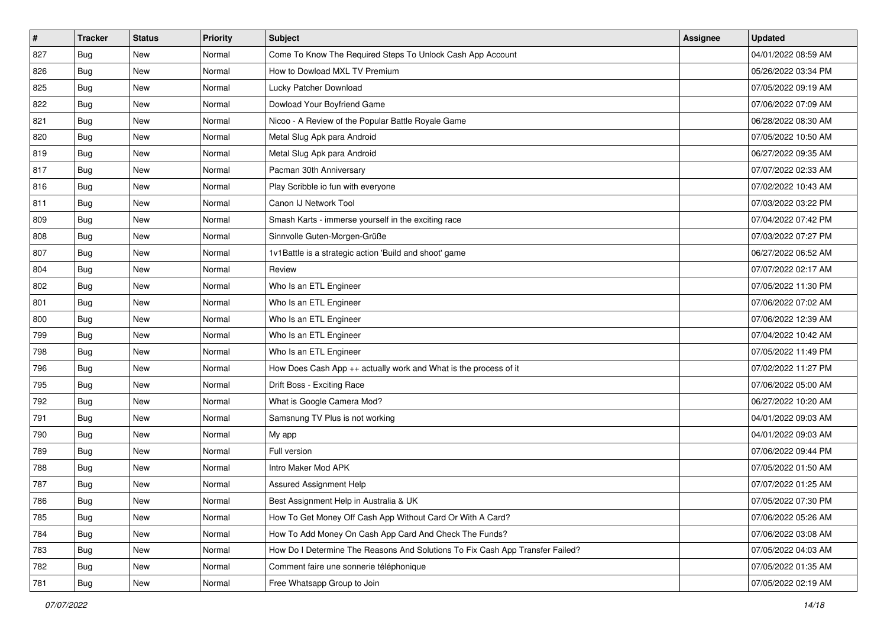| # | Tracker | Status | Priority | Subject | Assignee | Updated |
|---|---|---|---|---|---|---|
| 827 | Bug | New | Normal | Come To Know The Required Steps To Unlock Cash App Account | | 04/01/2022 08:59 AM |
| 826 | Bug | New | Normal | How to Dowload MXL TV Premium | | 05/26/2022 03:34 PM |
| 825 | Bug | New | Normal | Lucky Patcher Download | | 07/05/2022 09:19 AM |
| 822 | Bug | New | Normal | Dowload Your Boyfriend Game | | 07/06/2022 07:09 AM |
| 821 | Bug | New | Normal | Nicoo - A Review of the Popular Battle Royale Game | | 06/28/2022 08:30 AM |
| 820 | Bug | New | Normal | Metal Slug Apk para Android | | 07/05/2022 10:50 AM |
| 819 | Bug | New | Normal | Metal Slug Apk para Android | | 06/27/2022 09:35 AM |
| 817 | Bug | New | Normal | Pacman 30th Anniversary | | 07/07/2022 02:33 AM |
| 816 | Bug | New | Normal | Play Scribble io fun with everyone | | 07/02/2022 10:43 AM |
| 811 | Bug | New | Normal | Canon IJ Network Tool | | 07/03/2022 03:22 PM |
| 809 | Bug | New | Normal | Smash Karts - immerse yourself in the exciting race | | 07/04/2022 07:42 PM |
| 808 | Bug | New | Normal | Sinnvolle Guten-Morgen-Grüße | | 07/03/2022 07:27 PM |
| 807 | Bug | New | Normal | 1v1Battle is a strategic action 'Build and shoot' game | | 06/27/2022 06:52 AM |
| 804 | Bug | New | Normal | Review | | 07/07/2022 02:17 AM |
| 802 | Bug | New | Normal | Who Is an ETL Engineer | | 07/05/2022 11:30 PM |
| 801 | Bug | New | Normal | Who Is an ETL Engineer | | 07/06/2022 07:02 AM |
| 800 | Bug | New | Normal | Who Is an ETL Engineer | | 07/06/2022 12:39 AM |
| 799 | Bug | New | Normal | Who Is an ETL Engineer | | 07/04/2022 10:42 AM |
| 798 | Bug | New | Normal | Who Is an ETL Engineer | | 07/05/2022 11:49 PM |
| 796 | Bug | New | Normal | How Does Cash App ++ actually work and What is the process of it | | 07/02/2022 11:27 PM |
| 795 | Bug | New | Normal | Drift Boss - Exciting Race | | 07/06/2022 05:00 AM |
| 792 | Bug | New | Normal | What is Google Camera Mod? | | 06/27/2022 10:20 AM |
| 791 | Bug | New | Normal | Samsnung TV Plus is not working | | 04/01/2022 09:03 AM |
| 790 | Bug | New | Normal | My app | | 04/01/2022 09:03 AM |
| 789 | Bug | New | Normal | Full version | | 07/06/2022 09:44 PM |
| 788 | Bug | New | Normal | Intro Maker Mod APK | | 07/05/2022 01:50 AM |
| 787 | Bug | New | Normal | Assured Assignment Help | | 07/07/2022 01:25 AM |
| 786 | Bug | New | Normal | Best Assignment Help in Australia & UK | | 07/05/2022 07:30 PM |
| 785 | Bug | New | Normal | How To Get Money Off Cash App Without Card Or With A Card? | | 07/06/2022 05:26 AM |
| 784 | Bug | New | Normal | How To Add Money On Cash App Card And Check The Funds? | | 07/06/2022 03:08 AM |
| 783 | Bug | New | Normal | How Do I Determine The Reasons And Solutions To Fix Cash App Transfer Failed? | | 07/05/2022 04:03 AM |
| 782 | Bug | New | Normal | Comment faire une sonnerie téléphonique | | 07/05/2022 01:35 AM |
| 781 | Bug | New | Normal | Free Whatsapp Group to Join | | 07/05/2022 02:19 AM |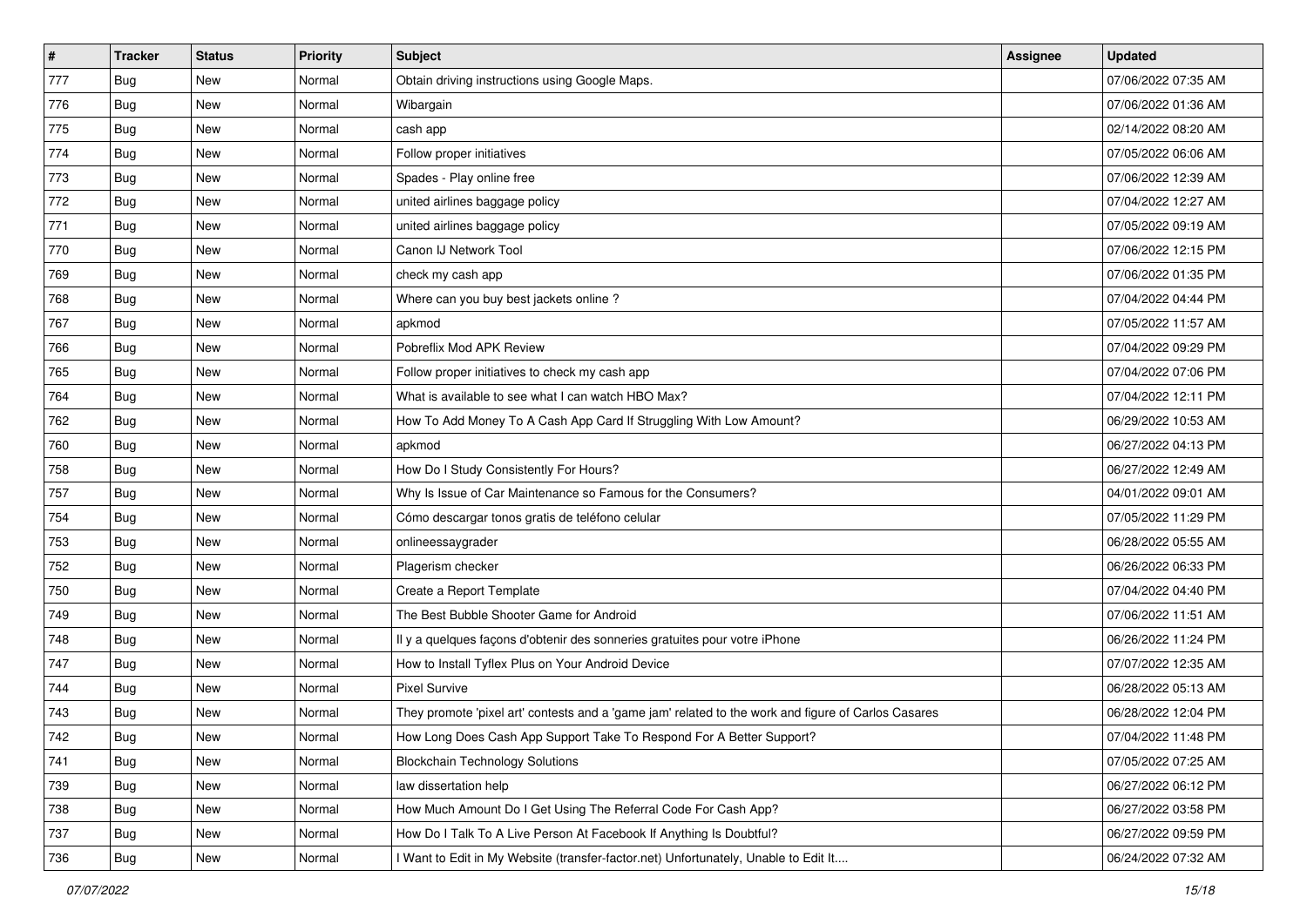| # | Tracker | Status | Priority | Subject | Assignee | Updated |
|---|---|---|---|---|---|---|
| 777 | Bug | New | Normal | Obtain driving instructions using Google Maps. | | 07/06/2022 07:35 AM |
| 776 | Bug | New | Normal | Wibargain | | 07/06/2022 01:36 AM |
| 775 | Bug | New | Normal | cash app | | 02/14/2022 08:20 AM |
| 774 | Bug | New | Normal | Follow proper initiatives | | 07/05/2022 06:06 AM |
| 773 | Bug | New | Normal | Spades - Play online free | | 07/06/2022 12:39 AM |
| 772 | Bug | New | Normal | united airlines baggage policy | | 07/04/2022 12:27 AM |
| 771 | Bug | New | Normal | united airlines baggage policy | | 07/05/2022 09:19 AM |
| 770 | Bug | New | Normal | Canon IJ Network Tool | | 07/06/2022 12:15 PM |
| 769 | Bug | New | Normal | check my cash app | | 07/06/2022 01:35 PM |
| 768 | Bug | New | Normal | Where can you buy best jackets online ? | | 07/04/2022 04:44 PM |
| 767 | Bug | New | Normal | apkmod | | 07/05/2022 11:57 AM |
| 766 | Bug | New | Normal | Pobreflix Mod APK Review | | 07/04/2022 09:29 PM |
| 765 | Bug | New | Normal | Follow proper initiatives to check my cash app | | 07/04/2022 07:06 PM |
| 764 | Bug | New | Normal | What is available to see what I can watch HBO Max? | | 07/04/2022 12:11 PM |
| 762 | Bug | New | Normal | How To Add Money To A Cash App Card If Struggling With Low Amount? | | 06/29/2022 10:53 AM |
| 760 | Bug | New | Normal | apkmod | | 06/27/2022 04:13 PM |
| 758 | Bug | New | Normal | How Do I Study Consistently For Hours? | | 06/27/2022 12:49 AM |
| 757 | Bug | New | Normal | Why Is Issue of Car Maintenance so Famous for the Consumers? | | 04/01/2022 09:01 AM |
| 754 | Bug | New | Normal | Cómo descargar tonos gratis de teléfono celular | | 07/05/2022 11:29 PM |
| 753 | Bug | New | Normal | onlineessaygrader | | 06/28/2022 05:55 AM |
| 752 | Bug | New | Normal | Plagerism checker | | 06/26/2022 06:33 PM |
| 750 | Bug | New | Normal | Create a Report Template | | 07/04/2022 04:40 PM |
| 749 | Bug | New | Normal | The Best Bubble Shooter Game for Android | | 07/06/2022 11:51 AM |
| 748 | Bug | New | Normal | Il y a quelques façons d'obtenir des sonneries gratuites pour votre iPhone | | 06/26/2022 11:24 PM |
| 747 | Bug | New | Normal | How to Install Tyflex Plus on Your Android Device | | 07/07/2022 12:35 AM |
| 744 | Bug | New | Normal | Pixel Survive | | 06/28/2022 05:13 AM |
| 743 | Bug | New | Normal | They promote 'pixel art' contests and a 'game jam' related to the work and figure of Carlos Casares | | 06/28/2022 12:04 PM |
| 742 | Bug | New | Normal | How Long Does Cash App Support Take To Respond For A Better Support? | | 07/04/2022 11:48 PM |
| 741 | Bug | New | Normal | Blockchain Technology Solutions | | 07/05/2022 07:25 AM |
| 739 | Bug | New | Normal | law dissertation help | | 06/27/2022 06:12 PM |
| 738 | Bug | New | Normal | How Much Amount Do I Get Using The Referral Code For Cash App? | | 06/27/2022 03:58 PM |
| 737 | Bug | New | Normal | How Do I Talk To A Live Person At Facebook If Anything Is Doubtful? | | 06/27/2022 09:59 PM |
| 736 | Bug | New | Normal | I Want to Edit in My Website (transfer-factor.net) Unfortunately, Unable to Edit It.... | | 06/24/2022 07:32 AM |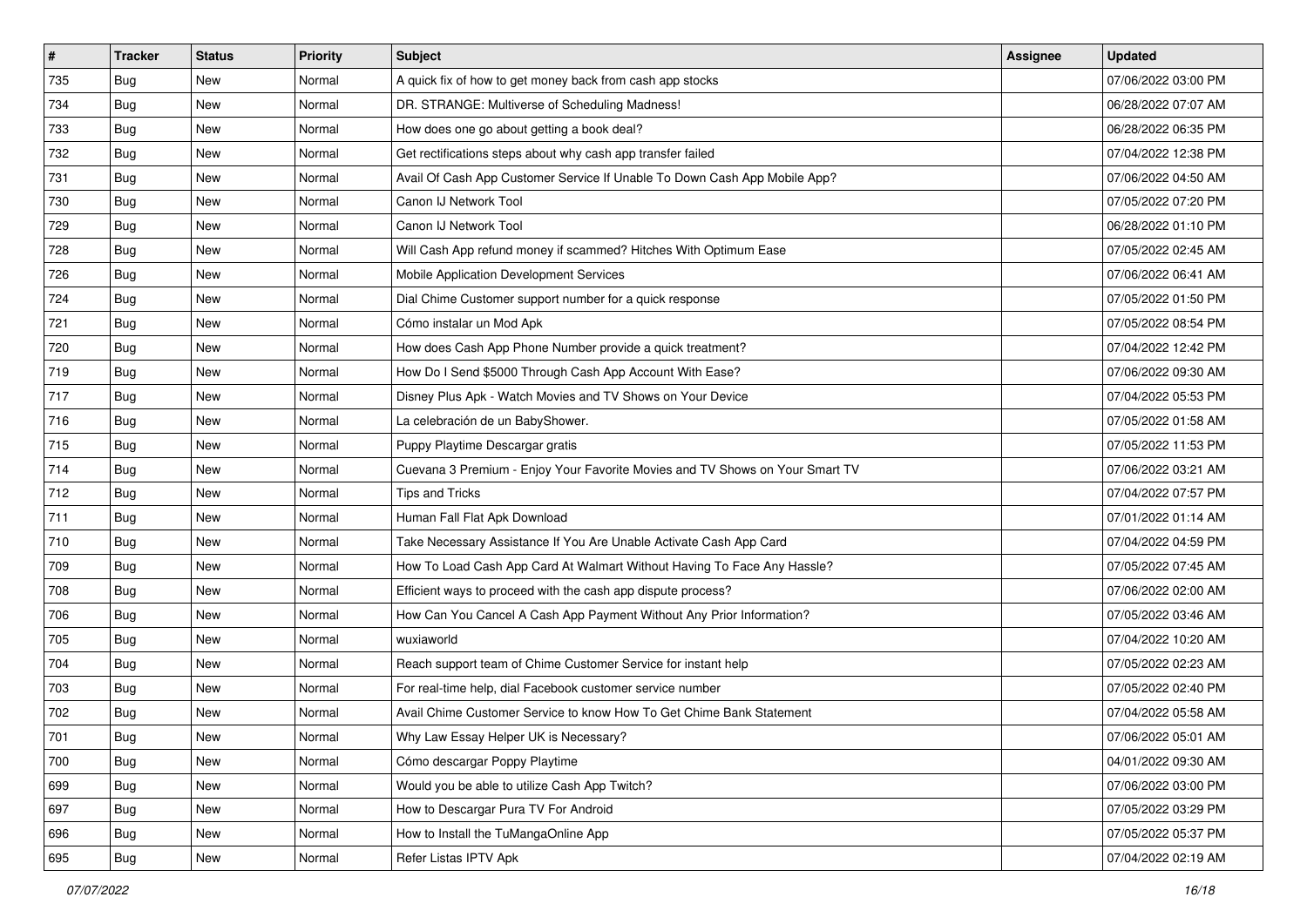| # | Tracker | Status | Priority | Subject | Assignee | Updated |
|---|---|---|---|---|---|---|
| 735 | Bug | New | Normal | A quick fix of how to get money back from cash app stocks | | 07/06/2022 03:00 PM |
| 734 | Bug | New | Normal | DR. STRANGE: Multiverse of Scheduling Madness! | | 06/28/2022 07:07 AM |
| 733 | Bug | New | Normal | How does one go about getting a book deal? | | 06/28/2022 06:35 PM |
| 732 | Bug | New | Normal | Get rectifications steps about why cash app transfer failed | | 07/04/2022 12:38 PM |
| 731 | Bug | New | Normal | Avail Of Cash App Customer Service If Unable To Down Cash App Mobile App? | | 07/06/2022 04:50 AM |
| 730 | Bug | New | Normal | Canon IJ Network Tool | | 07/05/2022 07:20 PM |
| 729 | Bug | New | Normal | Canon IJ Network Tool | | 06/28/2022 01:10 PM |
| 728 | Bug | New | Normal | Will Cash App refund money if scammed? Hitches With Optimum Ease | | 07/05/2022 02:45 AM |
| 726 | Bug | New | Normal | Mobile Application Development Services | | 07/06/2022 06:41 AM |
| 724 | Bug | New | Normal | Dial Chime Customer support number for a quick response | | 07/05/2022 01:50 PM |
| 721 | Bug | New | Normal | Cómo instalar un Mod Apk | | 07/05/2022 08:54 PM |
| 720 | Bug | New | Normal | How does Cash App Phone Number provide a quick treatment? | | 07/04/2022 12:42 PM |
| 719 | Bug | New | Normal | How Do I Send $5000 Through Cash App Account With Ease? | | 07/06/2022 09:30 AM |
| 717 | Bug | New | Normal | Disney Plus Apk - Watch Movies and TV Shows on Your Device | | 07/04/2022 05:53 PM |
| 716 | Bug | New | Normal | La celebración de un BabyShower. | | 07/05/2022 01:58 AM |
| 715 | Bug | New | Normal | Puppy Playtime Descargar gratis | | 07/05/2022 11:53 PM |
| 714 | Bug | New | Normal | Cuevana 3 Premium - Enjoy Your Favorite Movies and TV Shows on Your Smart TV | | 07/06/2022 03:21 AM |
| 712 | Bug | New | Normal | Tips and Tricks | | 07/04/2022 07:57 PM |
| 711 | Bug | New | Normal | Human Fall Flat Apk Download | | 07/01/2022 01:14 AM |
| 710 | Bug | New | Normal | Take Necessary Assistance If You Are Unable Activate Cash App Card | | 07/04/2022 04:59 PM |
| 709 | Bug | New | Normal | How To Load Cash App Card At Walmart Without Having To Face Any Hassle? | | 07/05/2022 07:45 AM |
| 708 | Bug | New | Normal | Efficient ways to proceed with the cash app dispute process? | | 07/06/2022 02:00 AM |
| 706 | Bug | New | Normal | How Can You Cancel A Cash App Payment Without Any Prior Information? | | 07/05/2022 03:46 AM |
| 705 | Bug | New | Normal | wuxiaworld | | 07/04/2022 10:20 AM |
| 704 | Bug | New | Normal | Reach support team of Chime Customer Service for instant help | | 07/05/2022 02:23 AM |
| 703 | Bug | New | Normal | For real-time help, dial Facebook customer service number | | 07/05/2022 02:40 PM |
| 702 | Bug | New | Normal | Avail Chime Customer Service to know How To Get Chime Bank Statement | | 07/04/2022 05:58 AM |
| 701 | Bug | New | Normal | Why Law Essay Helper UK is Necessary? | | 07/06/2022 05:01 AM |
| 700 | Bug | New | Normal | Cómo descargar Poppy Playtime | | 04/01/2022 09:30 AM |
| 699 | Bug | New | Normal | Would you be able to utilize Cash App Twitch? | | 07/06/2022 03:00 PM |
| 697 | Bug | New | Normal | How to Descargar Pura TV For Android | | 07/05/2022 03:29 PM |
| 696 | Bug | New | Normal | How to Install the TuMangaOnline App | | 07/05/2022 05:37 PM |
| 695 | Bug | New | Normal | Refer Listas IPTV Apk | | 07/04/2022 02:19 AM |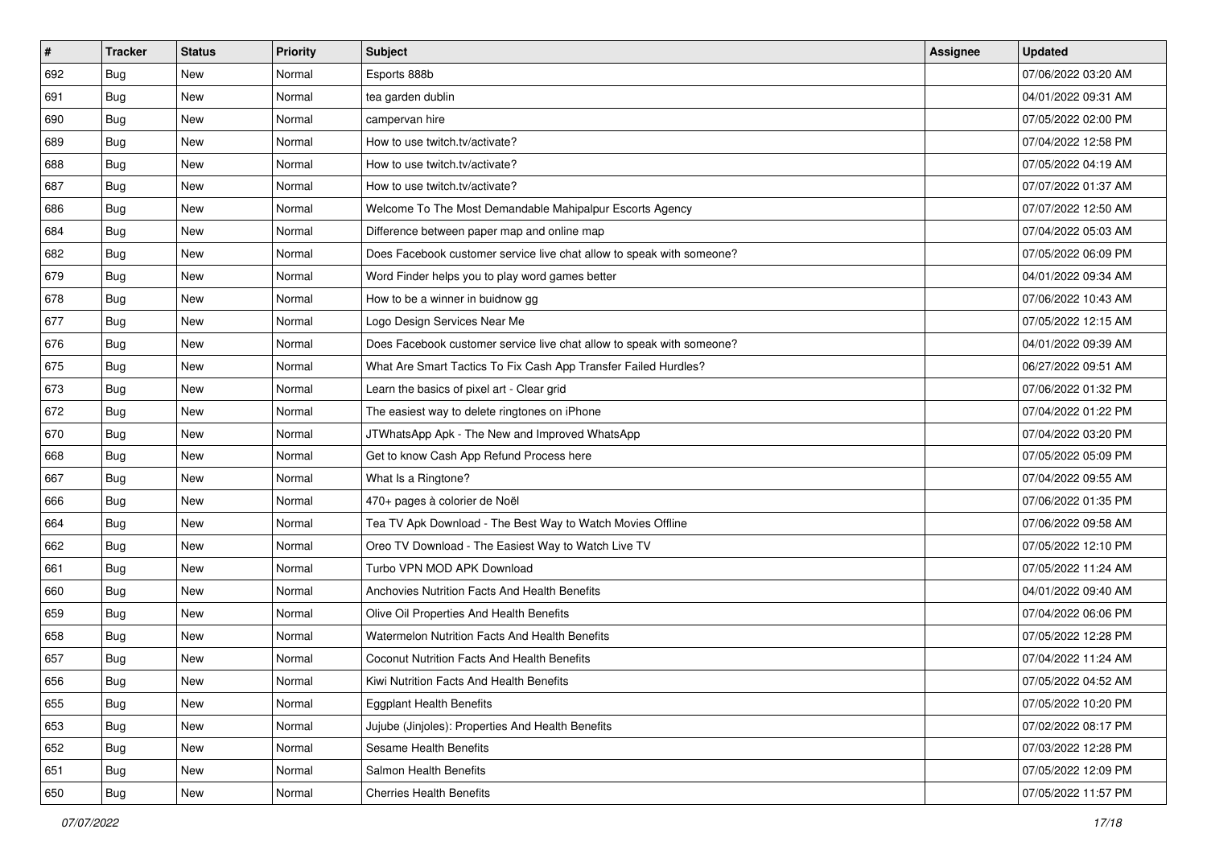| # | Tracker | Status | Priority | Subject | Assignee | Updated |
|---|---|---|---|---|---|---|
| 692 | Bug | New | Normal | Esports 888b | | 07/06/2022 03:20 AM |
| 691 | Bug | New | Normal | tea garden dublin | | 04/01/2022 09:31 AM |
| 690 | Bug | New | Normal | campervan hire | | 07/05/2022 02:00 PM |
| 689 | Bug | New | Normal | How to use twitch.tv/activate? | | 07/04/2022 12:58 PM |
| 688 | Bug | New | Normal | How to use twitch.tv/activate? | | 07/05/2022 04:19 AM |
| 687 | Bug | New | Normal | How to use twitch.tv/activate? | | 07/07/2022 01:37 AM |
| 686 | Bug | New | Normal | Welcome To The Most Demandable Mahipalpur Escorts Agency | | 07/07/2022 12:50 AM |
| 684 | Bug | New | Normal | Difference between paper map and online map | | 07/04/2022 05:03 AM |
| 682 | Bug | New | Normal | Does Facebook customer service live chat allow to speak with someone? | | 07/05/2022 06:09 PM |
| 679 | Bug | New | Normal | Word Finder helps you to play word games better | | 04/01/2022 09:34 AM |
| 678 | Bug | New | Normal | How to be a winner in buidnow gg | | 07/06/2022 10:43 AM |
| 677 | Bug | New | Normal | Logo Design Services Near Me | | 07/05/2022 12:15 AM |
| 676 | Bug | New | Normal | Does Facebook customer service live chat allow to speak with someone? | | 04/01/2022 09:39 AM |
| 675 | Bug | New | Normal | What Are Smart Tactics To Fix Cash App Transfer Failed Hurdles? | | 06/27/2022 09:51 AM |
| 673 | Bug | New | Normal | Learn the basics of pixel art - Clear grid | | 07/06/2022 01:32 PM |
| 672 | Bug | New | Normal | The easiest way to delete ringtones on iPhone | | 07/04/2022 01:22 PM |
| 670 | Bug | New | Normal | JTWhatsApp Apk - The New and Improved WhatsApp | | 07/04/2022 03:20 PM |
| 668 | Bug | New | Normal | Get to know Cash App Refund Process here | | 07/05/2022 05:09 PM |
| 667 | Bug | New | Normal | What Is a Ringtone? | | 07/04/2022 09:55 AM |
| 666 | Bug | New | Normal | 470+ pages à colorier de Noël | | 07/06/2022 01:35 PM |
| 664 | Bug | New | Normal | Tea TV Apk Download - The Best Way to Watch Movies Offline | | 07/06/2022 09:58 AM |
| 662 | Bug | New | Normal | Oreo TV Download - The Easiest Way to Watch Live TV | | 07/05/2022 12:10 PM |
| 661 | Bug | New | Normal | Turbo VPN MOD APK Download | | 07/05/2022 11:24 AM |
| 660 | Bug | New | Normal | Anchovies Nutrition Facts And Health Benefits | | 04/01/2022 09:40 AM |
| 659 | Bug | New | Normal | Olive Oil Properties And Health Benefits | | 07/04/2022 06:06 PM |
| 658 | Bug | New | Normal | Watermelon Nutrition Facts And Health Benefits | | 07/05/2022 12:28 PM |
| 657 | Bug | New | Normal | Coconut Nutrition Facts And Health Benefits | | 07/04/2022 11:24 AM |
| 656 | Bug | New | Normal | Kiwi Nutrition Facts And Health Benefits | | 07/05/2022 04:52 AM |
| 655 | Bug | New | Normal | Eggplant Health Benefits | | 07/05/2022 10:20 PM |
| 653 | Bug | New | Normal | Jujube (Jinjoles): Properties And Health Benefits | | 07/02/2022 08:17 PM |
| 652 | Bug | New | Normal | Sesame Health Benefits | | 07/03/2022 12:28 PM |
| 651 | Bug | New | Normal | Salmon Health Benefits | | 07/05/2022 12:09 PM |
| 650 | Bug | New | Normal | Cherries Health Benefits | | 07/05/2022 11:57 PM |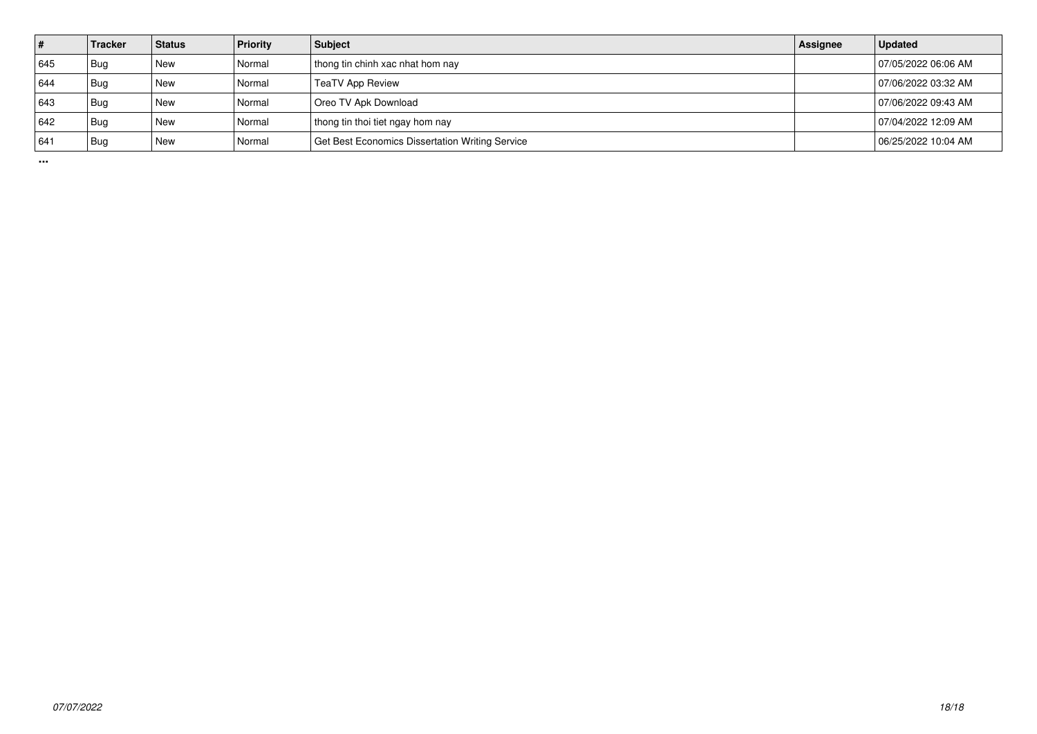| # | Tracker | Status | Priority | Subject | Assignee | Updated |
|---|---|---|---|---|---|---|
| 645 | Bug | New | Normal | thong tin chinh xac nhat hom nay | | 07/05/2022 06:06 AM |
| 644 | Bug | New | Normal | TeaTV App Review | | 07/06/2022 03:32 AM |
| 643 | Bug | New | Normal | Oreo TV Apk Download | | 07/06/2022 09:43 AM |
| 642 | Bug | New | Normal | thong tin thoi tiet ngay hom nay | | 07/04/2022 12:09 AM |
| 641 | Bug | New | Normal | Get Best Economics Dissertation Writing Service | | 06/25/2022 10:04 AM |

...